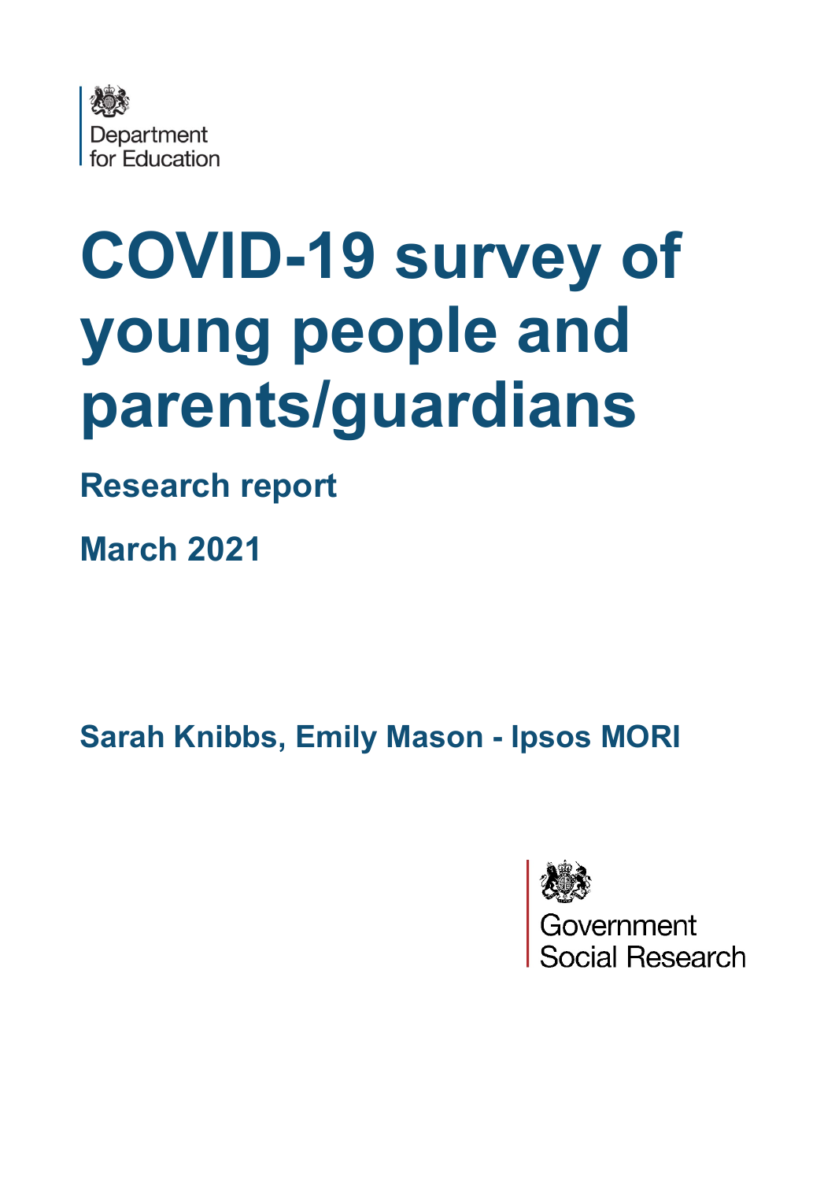Department for Education

# COVID-19 survey of young people and parents/guardians

## Research report

## March 2021

**Sarah Knibbs, Emily Mason - Ipsos MORI**

Government Social Research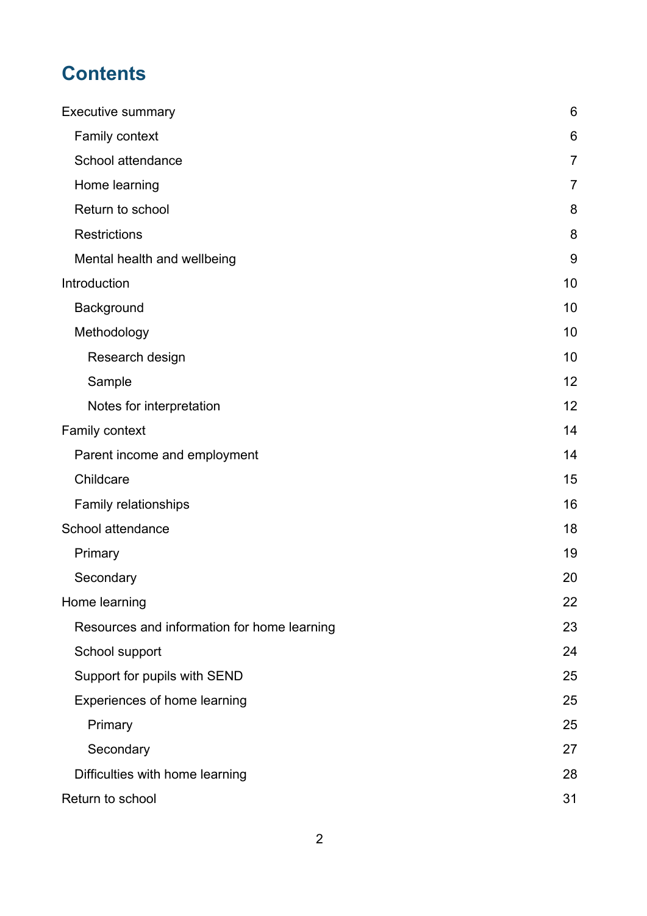# Contents

Executive summary 6

- Family context 6
- School attendance 7
- Home learning 7
- Return to school 8
- Restrictions 8
- Mental health and wellbeing 9

Introduction 10

- Background 10
- Methodology 10
  - Research design 10
  - Sample 12
  - Notes for interpretation 12

Family context 14

- Parent income and employment 14
- Childcare 15
- Family relationships 16

School attendance 18

- Primary 19
- Secondary 20

Home learning 22

- Resources and information for home learning 23
- School support 24
- Support for pupils with SEND 25
- Experiences of home learning 25
  - Primary 25
  - Secondary 27
- Difficulties with home learning 28

Return to school 31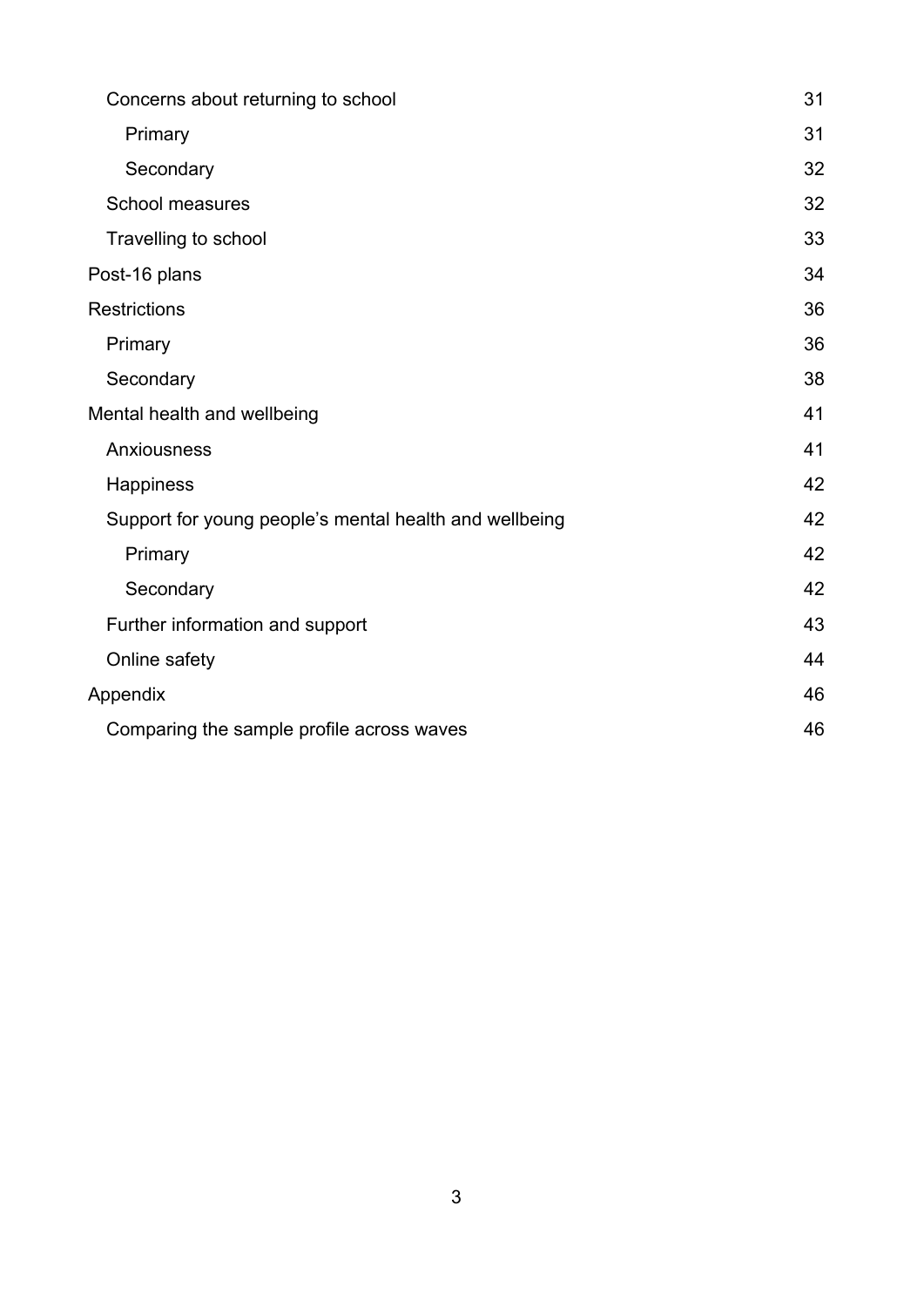- Concerns about returning to school 31
  - Primary 31
  - Secondary 32
- School measures 32
- Travelling to school 33

Post-16 plans 34

Restrictions 36

- Primary 36
- Secondary 38

Mental health and wellbeing 41

- Anxiousness 41
- Happiness 42
- Support for young people's mental health and wellbeing 42
  - Primary 42
  - Secondary 42
- Further information and support 43
- Online safety 44

Appendix 46

- Comparing the sample profile across waves 46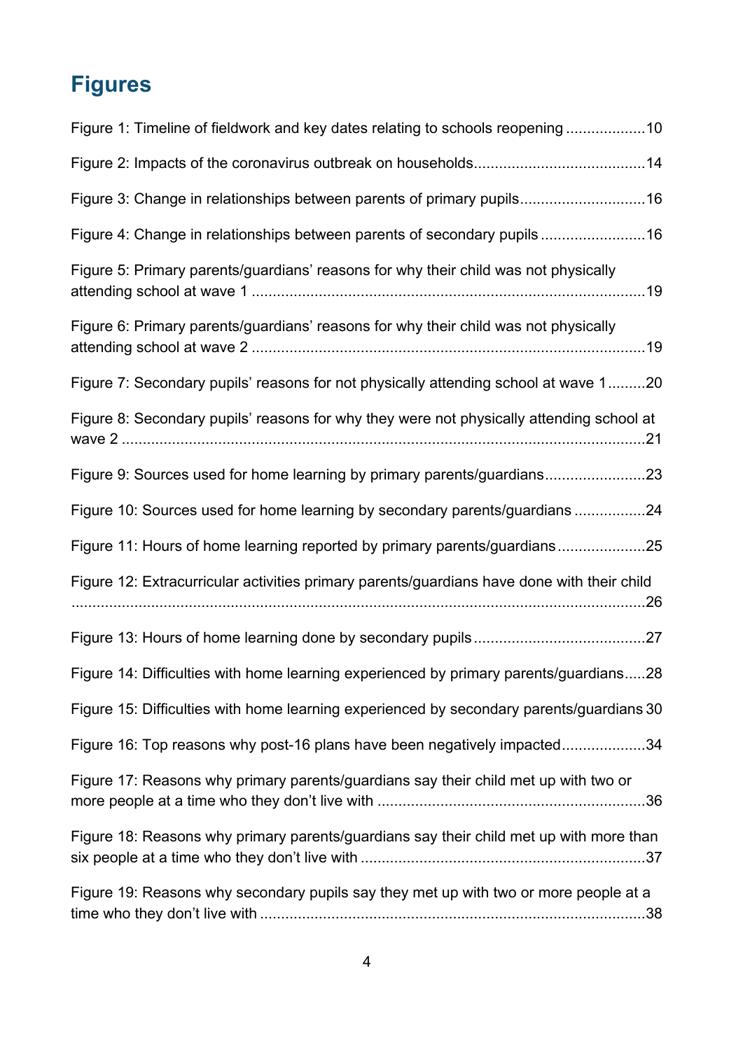# Figures

Figure 1: Timeline of fieldwork and key dates relating to schools reopening ...................10

Figure 2: Impacts of the coronavirus outbreak on households........................................14

Figure 3: Change in relationships between parents of primary pupils.............................16

Figure 4: Change in relationships between parents of secondary pupils .........................16

Figure 5: Primary parents/guardians' reasons for why their child was not physically attending school at wave 1 .............................................................................................19

Figure 6: Primary parents/guardians' reasons for why their child was not physically attending school at wave 2 .............................................................................................19

Figure 7: Secondary pupils' reasons for not physically attending school at wave 1.........20

Figure 8: Secondary pupils' reasons for why they were not physically attending school at wave 2 ...........................................................................................................................21

Figure 9: Sources used for home learning by primary parents/guardians........................23

Figure 10: Sources used for home learning by secondary parents/guardians .................24

Figure 11: Hours of home learning reported by primary parents/guardians.....................25

Figure 12: Extracurricular activities primary parents/guardians have done with their child .........................................................................................................................................26

Figure 13: Hours of home learning done by secondary pupils.........................................27

Figure 14: Difficulties with home learning experienced by primary parents/guardians.....28

Figure 15: Difficulties with home learning experienced by secondary parents/guardians 30

Figure 16: Top reasons why post-16 plans have been negatively impacted....................34

Figure 17: Reasons why primary parents/guardians say their child met up with two or more people at a time who they don't live with ...............................................................36

Figure 18: Reasons why primary parents/guardians say their child met up with more than six people at a time who they don't live with ...................................................................37

Figure 19: Reasons why secondary pupils say they met up with two or more people at a time who they don't live with ...........................................................................................38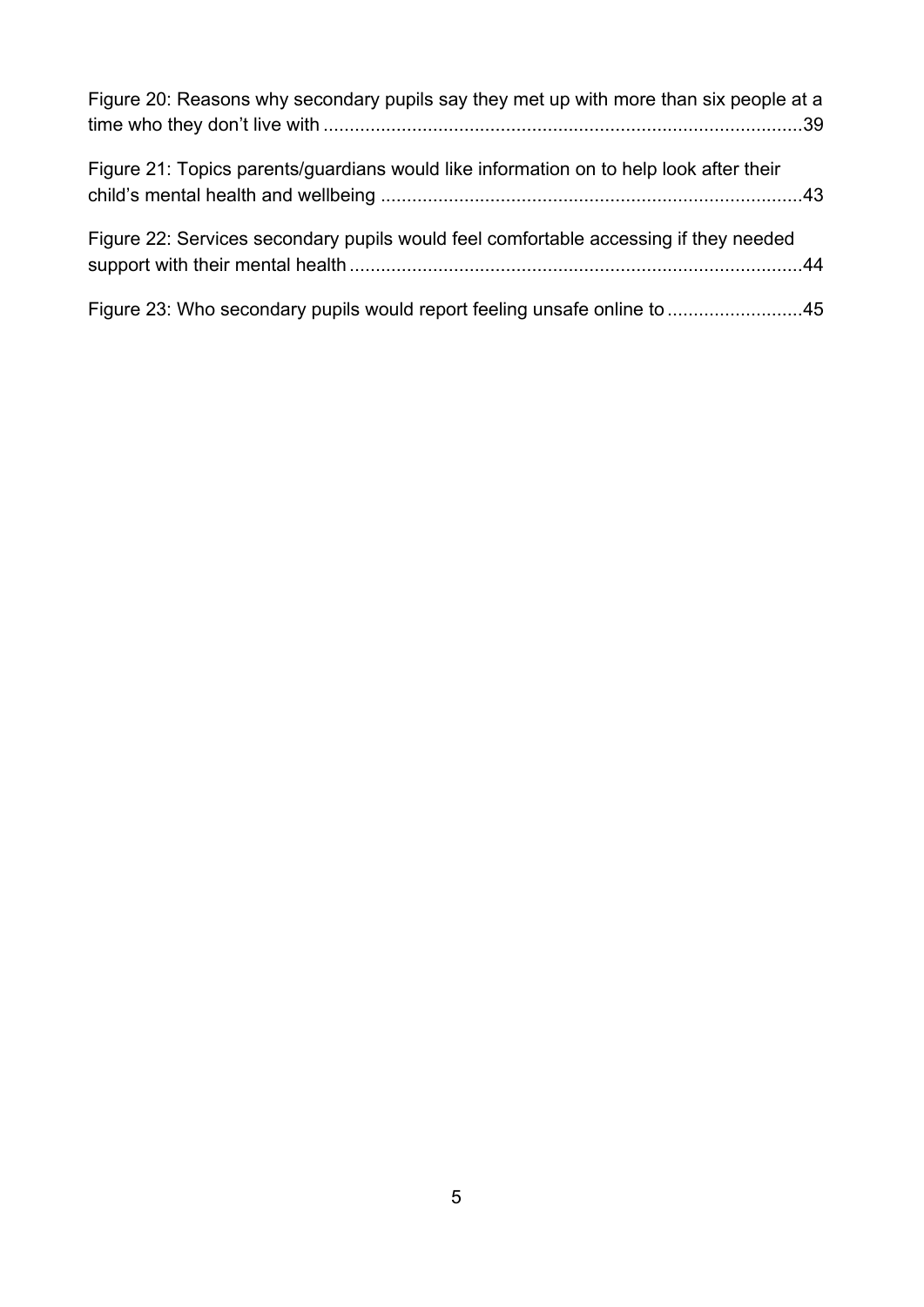Figure 20: Reasons why secondary pupils say they met up with more than six people at a time who they don't live with ...........................................................................................39

Figure 21: Topics parents/guardians would like information on to help look after their child's mental health and wellbeing ................................................................................43

Figure 22: Services secondary pupils would feel comfortable accessing if they needed support with their mental health ......................................................................................44

Figure 23: Who secondary pupils would report feeling unsafe online to .........................45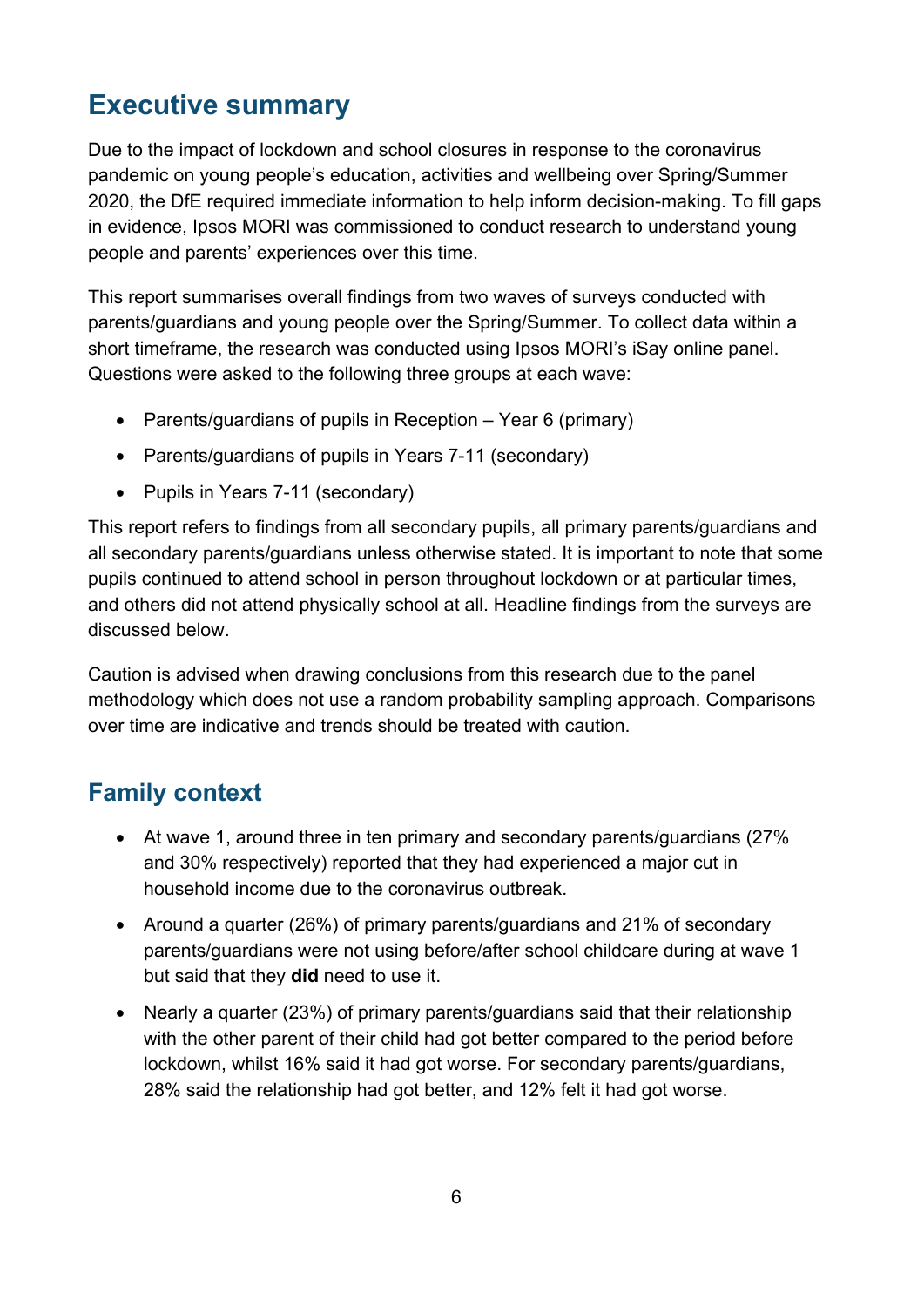## Executive summary

Due to the impact of lockdown and school closures in response to the coronavirus pandemic on young people's education, activities and wellbeing over Spring/Summer 2020, the DfE required immediate information to help inform decision-making. To fill gaps in evidence, Ipsos MORI was commissioned to conduct research to understand young people and parents' experiences over this time.

This report summarises overall findings from two waves of surveys conducted with parents/guardians and young people over the Spring/Summer. To collect data within a short timeframe, the research was conducted using Ipsos MORI's iSay online panel. Questions were asked to the following three groups at each wave:

- Parents/guardians of pupils in Reception – Year 6 (primary)
- Parents/guardians of pupils in Years 7-11 (secondary)
- Pupils in Years 7-11 (secondary)

This report refers to findings from all secondary pupils, all primary parents/guardians and all secondary parents/guardians unless otherwise stated. It is important to note that some pupils continued to attend school in person throughout lockdown or at particular times, and others did not attend physically school at all. Headline findings from the surveys are discussed below.

Caution is advised when drawing conclusions from this research due to the panel methodology which does not use a random probability sampling approach. Comparisons over time are indicative and trends should be treated with caution.

### Family context

- At wave 1, around three in ten primary and secondary parents/guardians (27% and 30% respectively) reported that they had experienced a major cut in household income due to the coronavirus outbreak.
- Around a quarter (26%) of primary parents/guardians and 21% of secondary parents/guardians were not using before/after school childcare during at wave 1 but said that they **did** need to use it.
- Nearly a quarter (23%) of primary parents/guardians said that their relationship with the other parent of their child had got better compared to the period before lockdown, whilst 16% said it had got worse. For secondary parents/guardians, 28% said the relationship had got better, and 12% felt it had got worse.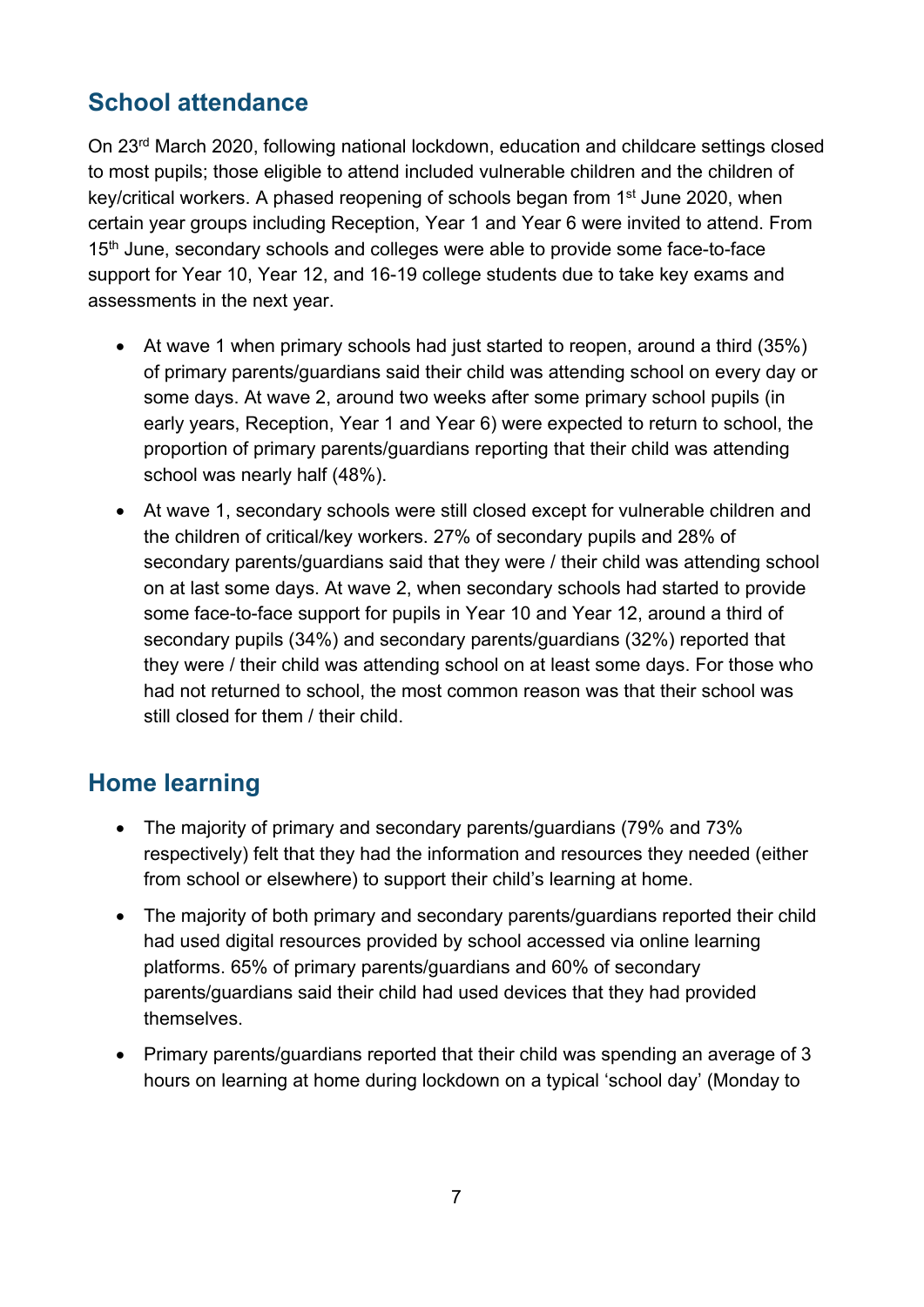## School attendance

On 23rd March 2020, following national lockdown, education and childcare settings closed to most pupils; those eligible to attend included vulnerable children and the children of key/critical workers. A phased reopening of schools began from 1st June 2020, when certain year groups including Reception, Year 1 and Year 6 were invited to attend. From 15th June, secondary schools and colleges were able to provide some face-to-face support for Year 10, Year 12, and 16-19 college students due to take key exams and assessments in the next year.

- At wave 1 when primary schools had just started to reopen, around a third (35%) of primary parents/guardians said their child was attending school on every day or some days. At wave 2, around two weeks after some primary school pupils (in early years, Reception, Year 1 and Year 6) were expected to return to school, the proportion of primary parents/guardians reporting that their child was attending school was nearly half (48%).
- At wave 1, secondary schools were still closed except for vulnerable children and the children of critical/key workers. 27% of secondary pupils and 28% of secondary parents/guardians said that they were / their child was attending school on at last some days. At wave 2, when secondary schools had started to provide some face-to-face support for pupils in Year 10 and Year 12, around a third of secondary pupils (34%) and secondary parents/guardians (32%) reported that they were / their child was attending school on at least some days. For those who had not returned to school, the most common reason was that their school was still closed for them / their child.

## Home learning

- The majority of primary and secondary parents/guardians (79% and 73% respectively) felt that they had the information and resources they needed (either from school or elsewhere) to support their child's learning at home.
- The majority of both primary and secondary parents/guardians reported their child had used digital resources provided by school accessed via online learning platforms. 65% of primary parents/guardians and 60% of secondary parents/guardians said their child had used devices that they had provided themselves.
- Primary parents/guardians reported that their child was spending an average of 3 hours on learning at home during lockdown on a typical 'school day' (Monday to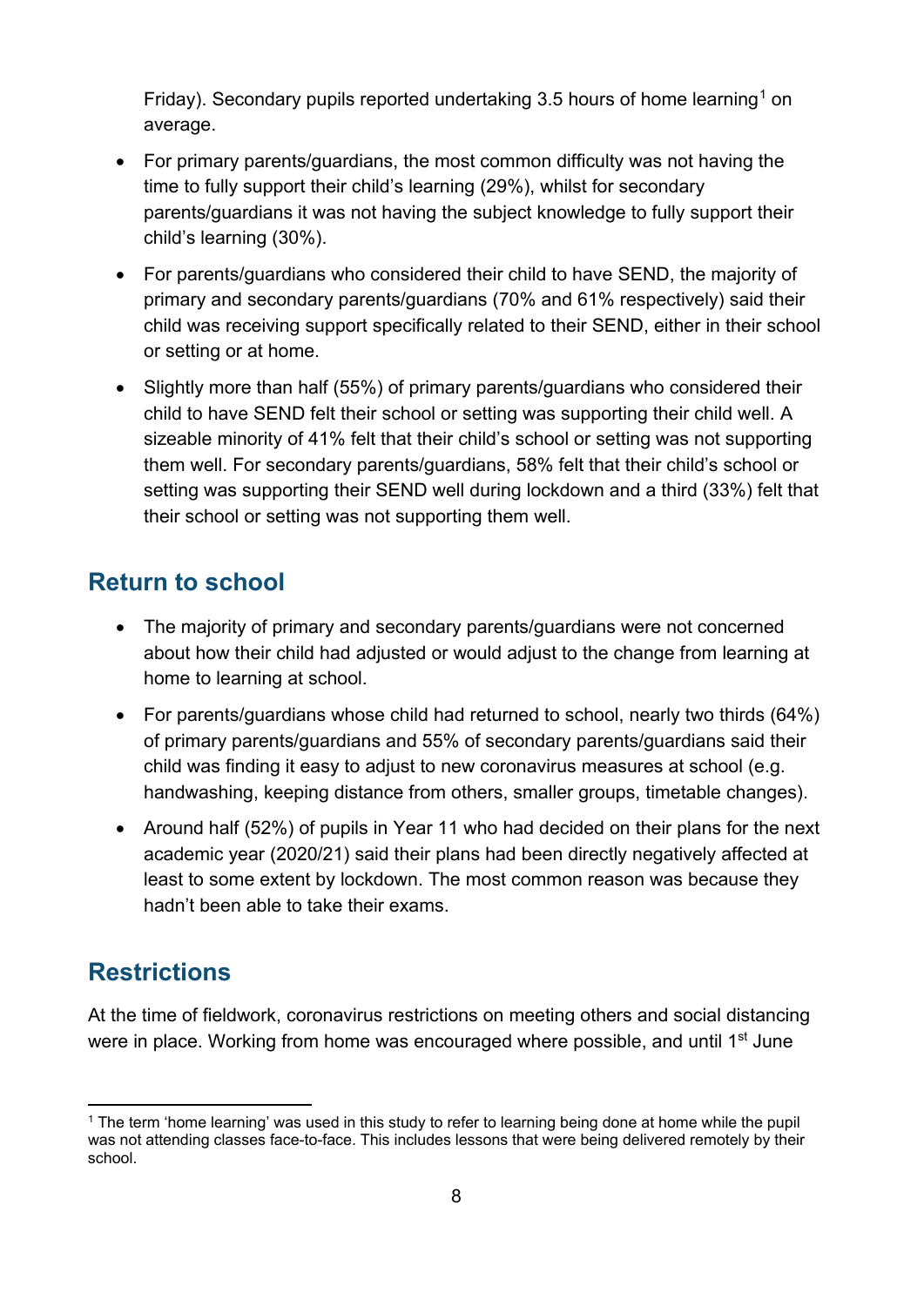Friday). Secondary pupils reported undertaking 3.5 hours of home learning[1] on average.

- For primary parents/guardians, the most common difficulty was not having the time to fully support their child's learning (29%), whilst for secondary parents/guardians it was not having the subject knowledge to fully support their child's learning (30%).
- For parents/guardians who considered their child to have SEND, the majority of primary and secondary parents/guardians (70% and 61% respectively) said their child was receiving support specifically related to their SEND, either in their school or setting or at home.
- Slightly more than half (55%) of primary parents/guardians who considered their child to have SEND felt their school or setting was supporting their child well. A sizeable minority of 41% felt that their child's school or setting was not supporting them well. For secondary parents/guardians, 58% felt that their child's school or setting was supporting their SEND well during lockdown and a third (33%) felt that their school or setting was not supporting them well.

## Return to school

- The majority of primary and secondary parents/guardians were not concerned about how their child had adjusted or would adjust to the change from learning at home to learning at school.
- For parents/guardians whose child had returned to school, nearly two thirds (64%) of primary parents/guardians and 55% of secondary parents/guardians said their child was finding it easy to adjust to new coronavirus measures at school (e.g. handwashing, keeping distance from others, smaller groups, timetable changes).
- Around half (52%) of pupils in Year 11 who had decided on their plans for the next academic year (2020/21) said their plans had been directly negatively affected at least to some extent by lockdown. The most common reason was because they hadn't been able to take their exams.

## Restrictions

At the time of fieldwork, coronavirus restrictions on meeting others and social distancing were in place. Working from home was encouraged where possible, and until 1st June

[1] The term 'home learning' was used in this study to refer to learning being done at home while the pupil was not attending classes face-to-face. This includes lessons that were being delivered remotely by their school.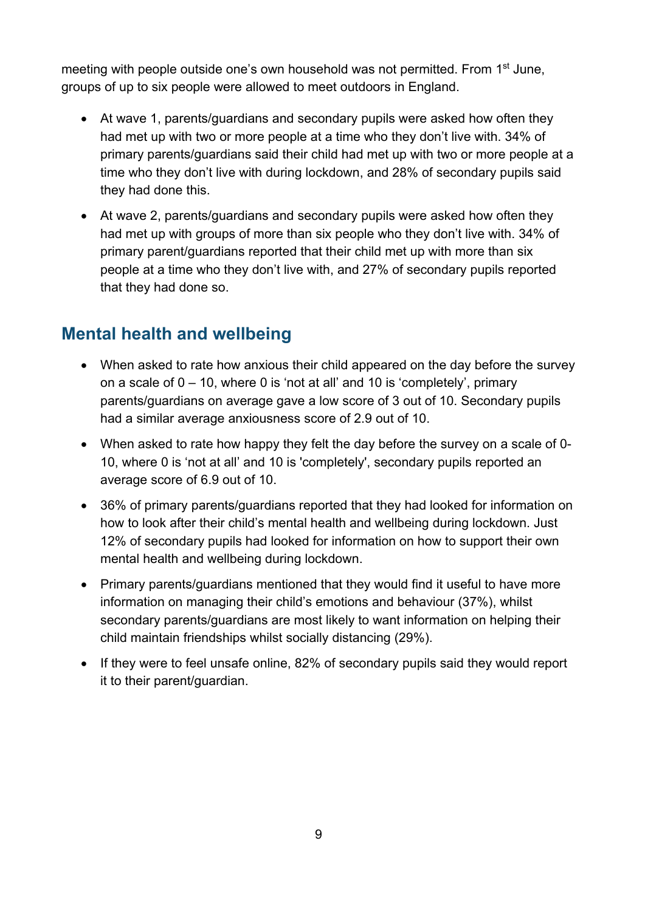meeting with people outside one's own household was not permitted. From 1st June, groups of up to six people were allowed to meet outdoors in England.

- At wave 1, parents/guardians and secondary pupils were asked how often they had met up with two or more people at a time who they don't live with. 34% of primary parents/guardians said their child had met up with two or more people at a time who they don't live with during lockdown, and 28% of secondary pupils said they had done this.
- At wave 2, parents/guardians and secondary pupils were asked how often they had met up with groups of more than six people who they don't live with. 34% of primary parent/guardians reported that their child met up with more than six people at a time who they don't live with, and 27% of secondary pupils reported that they had done so.

## Mental health and wellbeing

- When asked to rate how anxious their child appeared on the day before the survey on a scale of 0 – 10, where 0 is 'not at all' and 10 is 'completely', primary parents/guardians on average gave a low score of 3 out of 10. Secondary pupils had a similar average anxiousness score of 2.9 out of 10.
- When asked to rate how happy they felt the day before the survey on a scale of 0-10, where 0 is 'not at all' and 10 is 'completely', secondary pupils reported an average score of 6.9 out of 10.
- 36% of primary parents/guardians reported that they had looked for information on how to look after their child's mental health and wellbeing during lockdown. Just 12% of secondary pupils had looked for information on how to support their own mental health and wellbeing during lockdown.
- Primary parents/guardians mentioned that they would find it useful to have more information on managing their child's emotions and behaviour (37%), whilst secondary parents/guardians are most likely to want information on helping their child maintain friendships whilst socially distancing (29%).
- If they were to feel unsafe online, 82% of secondary pupils said they would report it to their parent/guardian.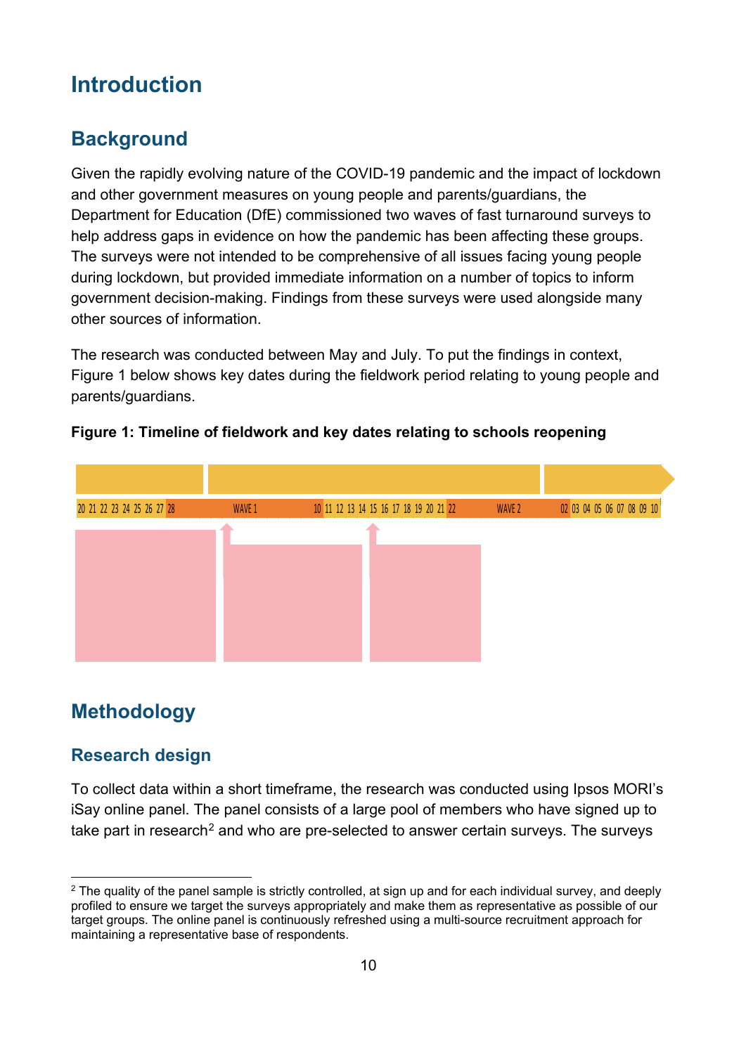# Introduction

## Background

Given the rapidly evolving nature of the COVID-19 pandemic and the impact of lockdown and other government measures on young people and parents/guardians, the Department for Education (DfE) commissioned two waves of fast turnaround surveys to help address gaps in evidence on how the pandemic has been affecting these groups. The surveys were not intended to be comprehensive of all issues facing young people during lockdown, but provided immediate information on a number of topics to inform government decision-making. Findings from these surveys were used alongside many other sources of information.

The research was conducted between May and July. To put the findings in context, Figure 1 below shows key dates during the fieldwork period relating to young people and parents/guardians.

**Figure 1: Timeline of fieldwork and key dates relating to schools reopening**

20 21 22 23 24 25 26 27 28 WAVE 1 10 11 12 13 14 15 16 17 18 19 20 21 22 WAVE 2 02 03 04 05 06 07 08 09 10

# Methodology

## Research design

To collect data within a short timeframe, the research was conducted using Ipsos MORI's iSay online panel. The panel consists of a large pool of members who have signed up to take part in research[2] and who are pre-selected to answer certain surveys. The surveys

[2] The quality of the panel sample is strictly controlled, at sign up and for each individual survey, and deeply profiled to ensure we target the surveys appropriately and make them as representative as possible of our target groups. The online panel is continuously refreshed using a multi-source recruitment approach for maintaining a representative base of respondents.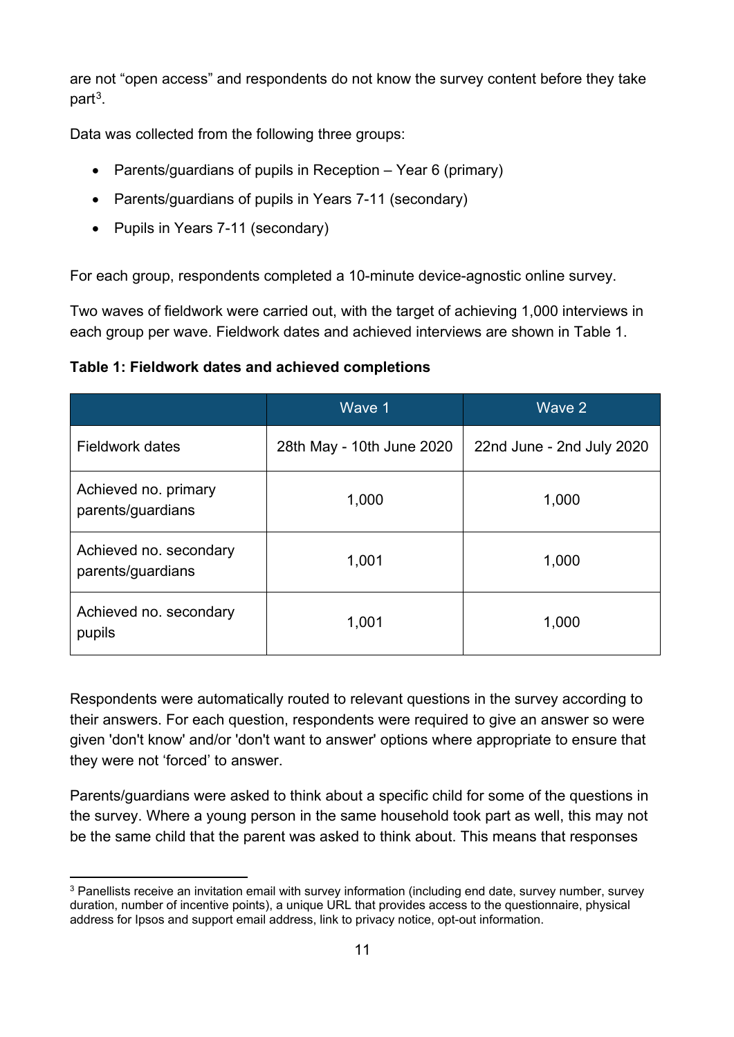are not “open access” and respondents do not know the survey content before they take part[3].

Data was collected from the following three groups:

- Parents/guardians of pupils in Reception – Year 6 (primary)
- Parents/guardians of pupils in Years 7-11 (secondary)
- Pupils in Years 7-11 (secondary)

For each group, respondents completed a 10-minute device-agnostic online survey.

Two waves of fieldwork were carried out, with the target of achieving 1,000 interviews in each group per wave. Fieldwork dates and achieved interviews are shown in Table 1.

**Table 1: Fieldwork dates and achieved completions**

| | Wave 1 | Wave 2 |
|---|---|---|
| Fieldwork dates | 28th May - 10th June 2020 | 22nd June - 2nd July 2020 |
| Achieved no. primary parents/guardians | 1,000 | 1,000 |
| Achieved no. secondary parents/guardians | 1,001 | 1,000 |
| Achieved no. secondary pupils | 1,001 | 1,000 |

Respondents were automatically routed to relevant questions in the survey according to their answers. For each question, respondents were required to give an answer so were given 'don't know' and/or 'don't want to answer' options where appropriate to ensure that they were not ‘forced’ to answer.

Parents/guardians were asked to think about a specific child for some of the questions in the survey. Where a young person in the same household took part as well, this may not be the same child that the parent was asked to think about. This means that responses

[3] Panellists receive an invitation email with survey information (including end date, survey number, survey duration, number of incentive points), a unique URL that provides access to the questionnaire, physical address for Ipsos and support email address, link to privacy notice, opt-out information.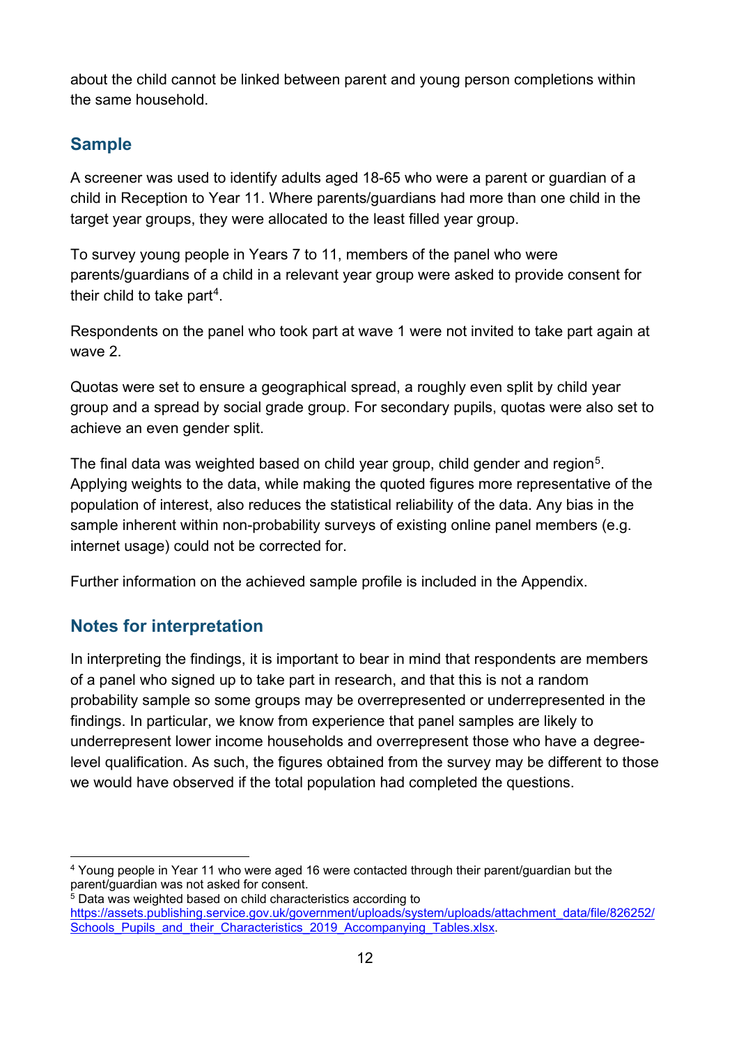about the child cannot be linked between parent and young person completions within the same household.

## Sample

A screener was used to identify adults aged 18-65 who were a parent or guardian of a child in Reception to Year 11. Where parents/guardians had more than one child in the target year groups, they were allocated to the least filled year group.

To survey young people in Years 7 to 11, members of the panel who were parents/guardians of a child in a relevant year group were asked to provide consent for their child to take part[4].

Respondents on the panel who took part at wave 1 were not invited to take part again at wave 2.

Quotas were set to ensure a geographical spread, a roughly even split by child year group and a spread by social grade group. For secondary pupils, quotas were also set to achieve an even gender split.

The final data was weighted based on child year group, child gender and region[5]. Applying weights to the data, while making the quoted figures more representative of the population of interest, also reduces the statistical reliability of the data. Any bias in the sample inherent within non-probability surveys of existing online panel members (e.g. internet usage) could not be corrected for.

Further information on the achieved sample profile is included in the Appendix.

## Notes for interpretation

In interpreting the findings, it is important to bear in mind that respondents are members of a panel who signed up to take part in research, and that this is not a random probability sample so some groups may be overrepresented or underrepresented in the findings. In particular, we know from experience that panel samples are likely to underrepresent lower income households and overrepresent those who have a degree-level qualification. As such, the figures obtained from the survey may be different to those we would have observed if the total population had completed the questions.

---

[4] Young people in Year 11 who were aged 16 were contacted through their parent/guardian but the parent/guardian was not asked for consent.

[5] Data was weighted based on child characteristics according to https://assets.publishing.service.gov.uk/government/uploads/system/uploads/attachment_data/file/826252/Schools_Pupils_and_their_Characteristics_2019_Accompanying_Tables.xlsx.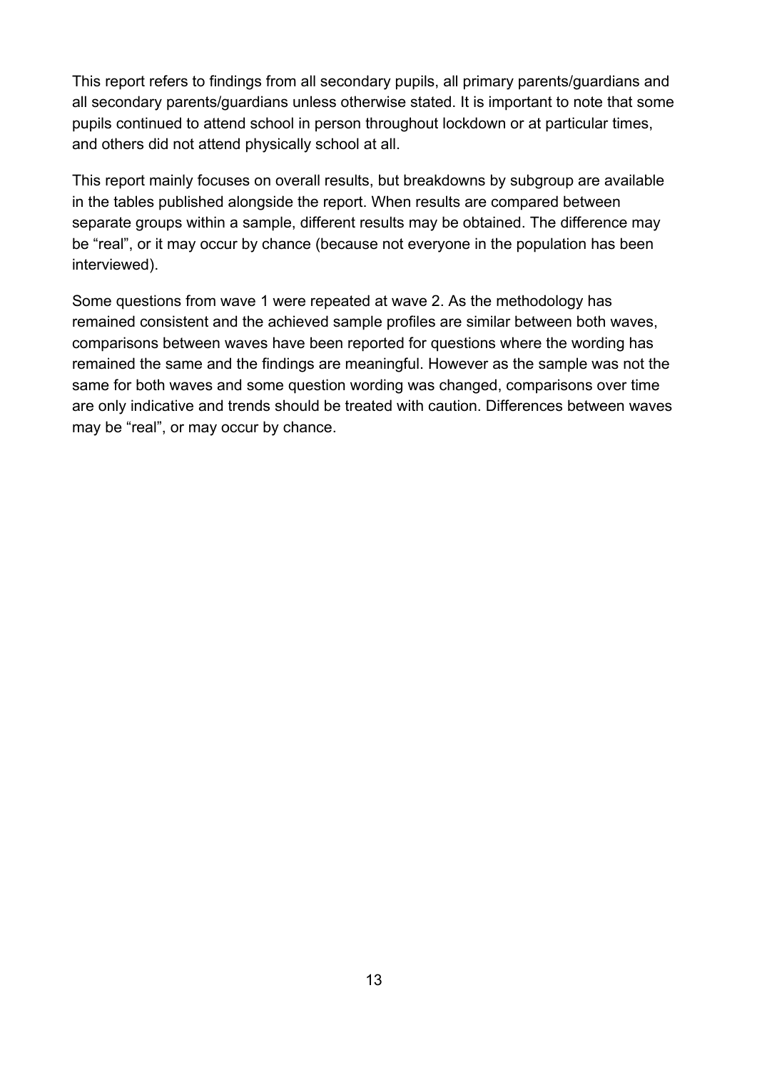This report refers to findings from all secondary pupils, all primary parents/guardians and all secondary parents/guardians unless otherwise stated. It is important to note that some pupils continued to attend school in person throughout lockdown or at particular times, and others did not attend physically school at all.

This report mainly focuses on overall results, but breakdowns by subgroup are available in the tables published alongside the report. When results are compared between separate groups within a sample, different results may be obtained. The difference may be "real", or it may occur by chance (because not everyone in the population has been interviewed).

Some questions from wave 1 were repeated at wave 2. As the methodology has remained consistent and the achieved sample profiles are similar between both waves, comparisons between waves have been reported for questions where the wording has remained the same and the findings are meaningful. However as the sample was not the same for both waves and some question wording was changed, comparisons over time are only indicative and trends should be treated with caution. Differences between waves may be "real", or may occur by chance.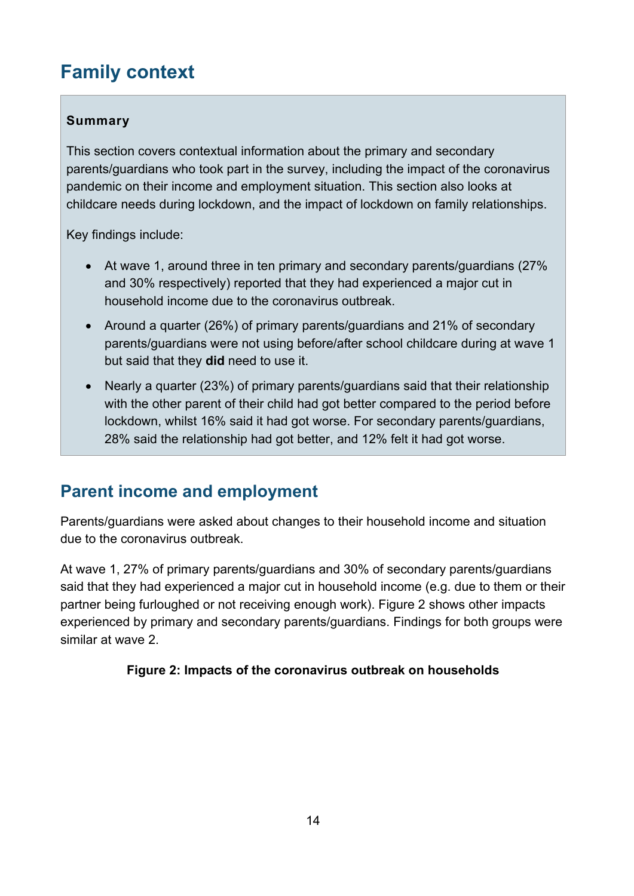# Family context

**Summary**

This section covers contextual information about the primary and secondary parents/guardians who took part in the survey, including the impact of the coronavirus pandemic on their income and employment situation. This section also looks at childcare needs during lockdown, and the impact of lockdown on family relationships.

Key findings include:

- At wave 1, around three in ten primary and secondary parents/guardians (27% and 30% respectively) reported that they had experienced a major cut in household income due to the coronavirus outbreak.
- Around a quarter (26%) of primary parents/guardians and 21% of secondary parents/guardians were not using before/after school childcare during at wave 1 but said that they **did** need to use it.
- Nearly a quarter (23%) of primary parents/guardians said that their relationship with the other parent of their child had got better compared to the period before lockdown, whilst 16% said it had got worse. For secondary parents/guardians, 28% said the relationship had got better, and 12% felt it had got worse.

## Parent income and employment

Parents/guardians were asked about changes to their household income and situation due to the coronavirus outbreak.

At wave 1, 27% of primary parents/guardians and 30% of secondary parents/guardians said that they had experienced a major cut in household income (e.g. due to them or their partner being furloughed or not receiving enough work). Figure 2 shows other impacts experienced by primary and secondary parents/guardians. Findings for both groups were similar at wave 2.

**Figure 2: Impacts of the coronavirus outbreak on households**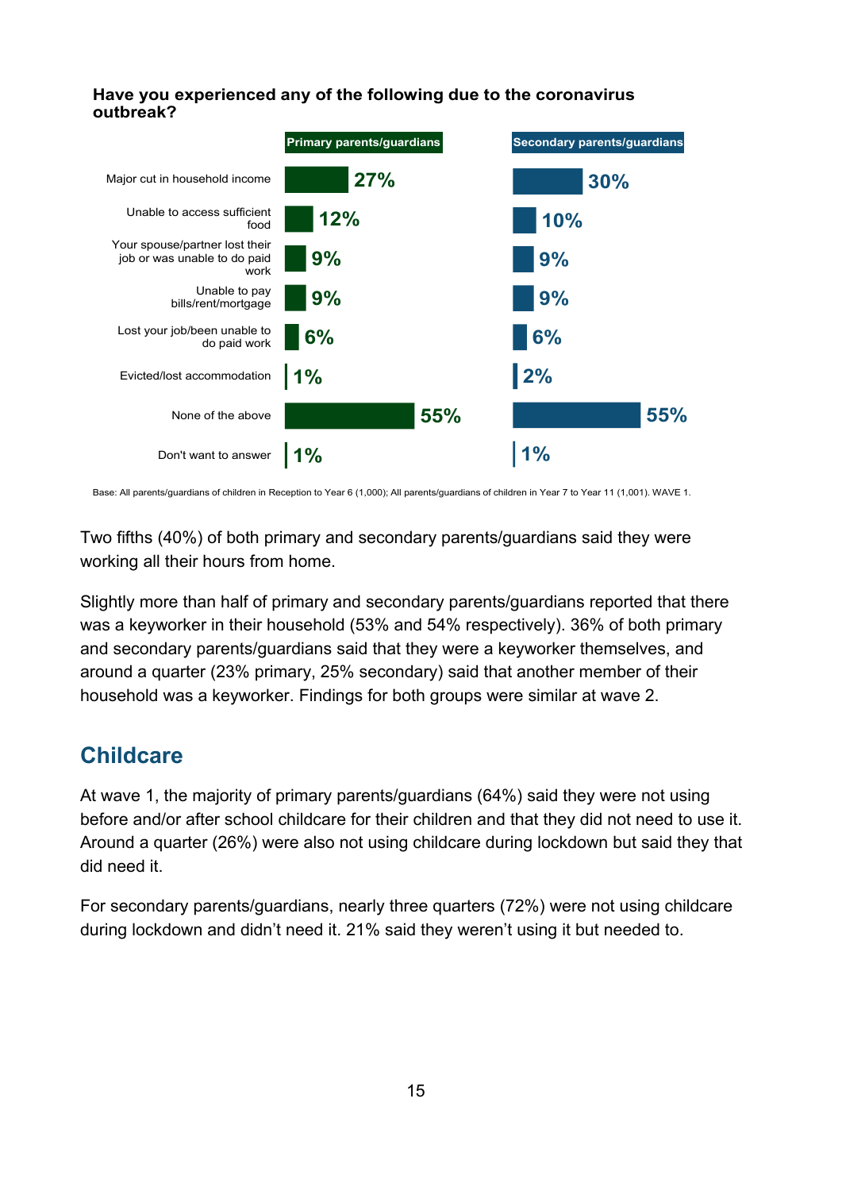**Have you experienced any of the following due to the coronavirus outbreak?**

| | Primary parents/guardians | Secondary parents/guardians |
|---|---|---|
| Major cut in household income | 27% | 30% |
| Unable to access sufficient food | 12% | 10% |
| Your spouse/partner lost their job or was unable to do paid work | 9% | 9% |
| Unable to pay bills/rent/mortgage | 9% | 9% |
| Lost your job/been unable to do paid work | 6% | 6% |
| Evicted/lost accommodation | 1% | 2% |
| None of the above | 55% | 55% |
| Don't want to answer | 1% | 1% |

Base: All parents/guardians of children in Reception to Year 6 (1,000); All parents/guardians of children in Year 7 to Year 11 (1,001). WAVE 1.

Two fifths (40%) of both primary and secondary parents/guardians said they were working all their hours from home.

Slightly more than half of primary and secondary parents/guardians reported that there was a keyworker in their household (53% and 54% respectively). 36% of both primary and secondary parents/guardians said that they were a keyworker themselves, and around a quarter (23% primary, 25% secondary) said that another member of their household was a keyworker. Findings for both groups were similar at wave 2.

## Childcare

At wave 1, the majority of primary parents/guardians (64%) said they were not using before and/or after school childcare for their children and that they did not need to use it. Around a quarter (26%) were also not using childcare during lockdown but said they that did need it.

For secondary parents/guardians, nearly three quarters (72%) were not using childcare during lockdown and didn't need it. 21% said they weren't using it but needed to.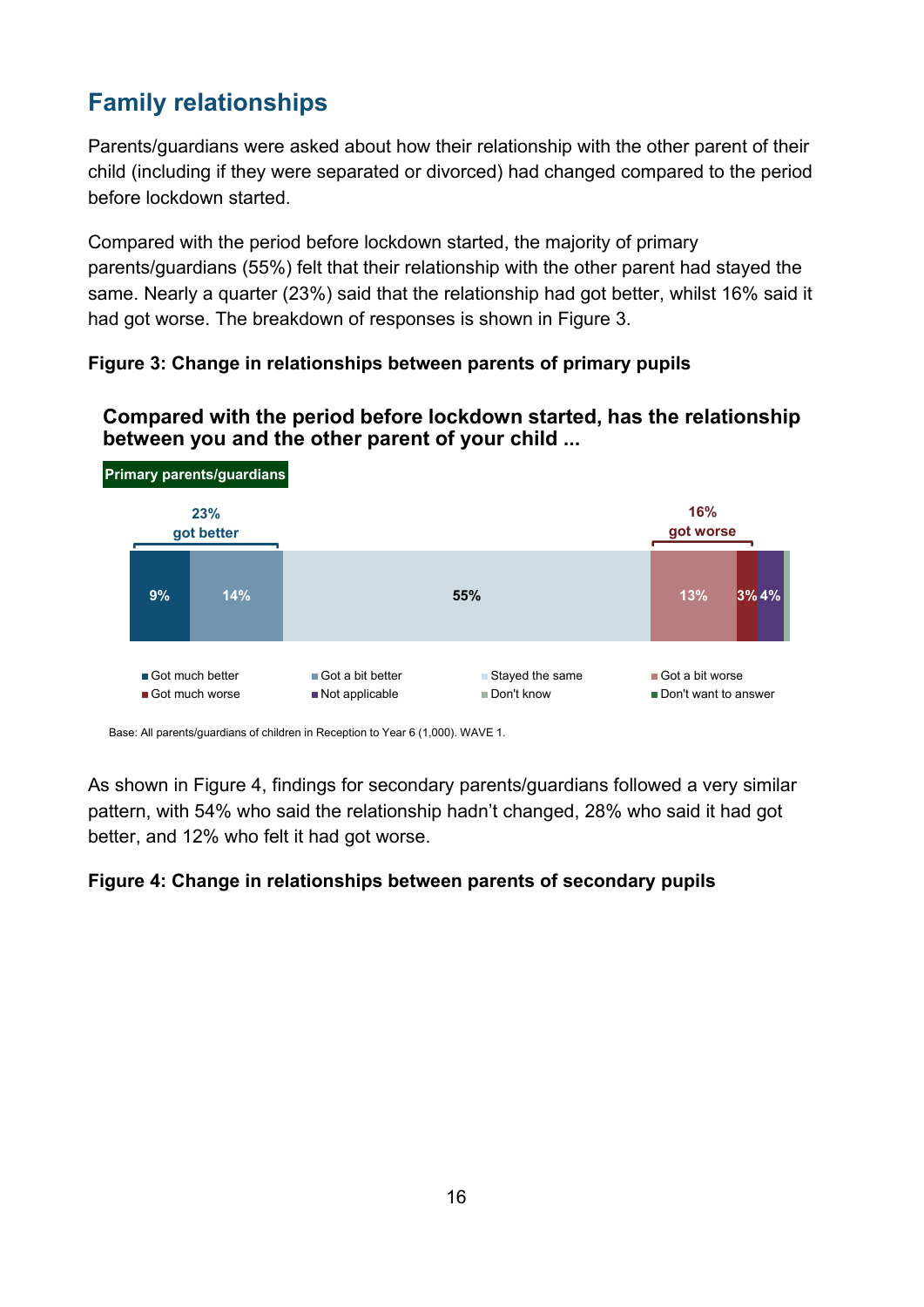## Family relationships

Parents/guardians were asked about how their relationship with the other parent of their child (including if they were separated or divorced) had changed compared to the period before lockdown started.

Compared with the period before lockdown started, the majority of primary parents/guardians (55%) felt that their relationship with the other parent had stayed the same. Nearly a quarter (23%) said that the relationship had got better, whilst 16% said it had got worse. The breakdown of responses is shown in Figure 3.

**Figure 3: Change in relationships between parents of primary pupils**

**Compared with the period before lockdown started, has the relationship between you and the other parent of your child ...**

**Primary parents/guardians**

| Response | % |
|---|---|
| Got much better | 9% |
| Got a bit better | 14% |
| Stayed the same | 55% |
| Got a bit worse | 13% |
| Got much worse | 3% |
| Not applicable | 4% |
| Don't know | |
| Don't want to answer | |

23% got better; 16% got worse

Base: All parents/guardians of children in Reception to Year 6 (1,000). WAVE 1.

As shown in Figure 4, findings for secondary parents/guardians followed a very similar pattern, with 54% who said the relationship hadn't changed, 28% who said it had got better, and 12% who felt it had got worse.

**Figure 4: Change in relationships between parents of secondary pupils**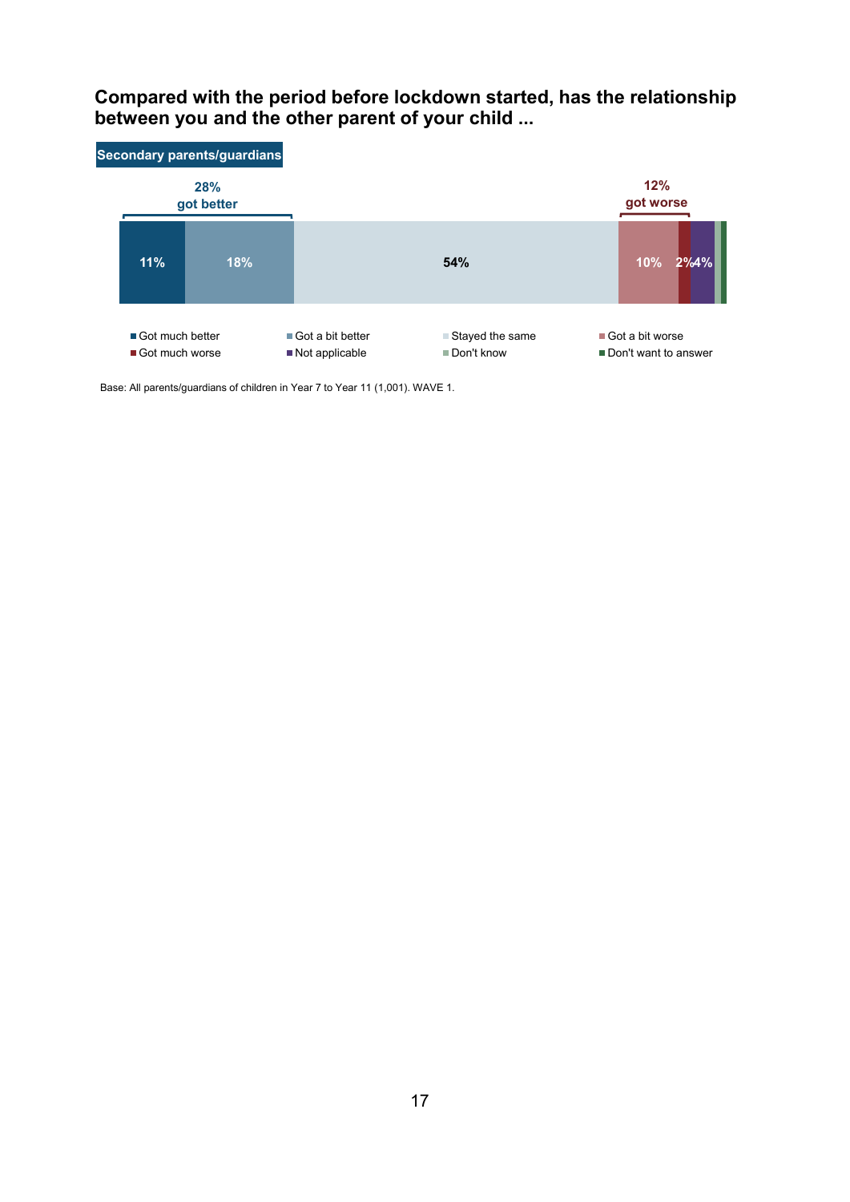**Compared with the period before lockdown started, has the relationship between you and the other parent of your child ...**

**Secondary parents/guardians**

| Got much better | Got a bit better | Stayed the same | Got a bit worse | Got much worse | Not applicable | Don't know | Don't want to answer |
|---|---|---|---|---|---|---|---|
| 11% | 18% | 54% | 10% | 2% | 4% | | |

28% got better

12% got worse

Base: All parents/guardians of children in Year 7 to Year 11 (1,001). WAVE 1.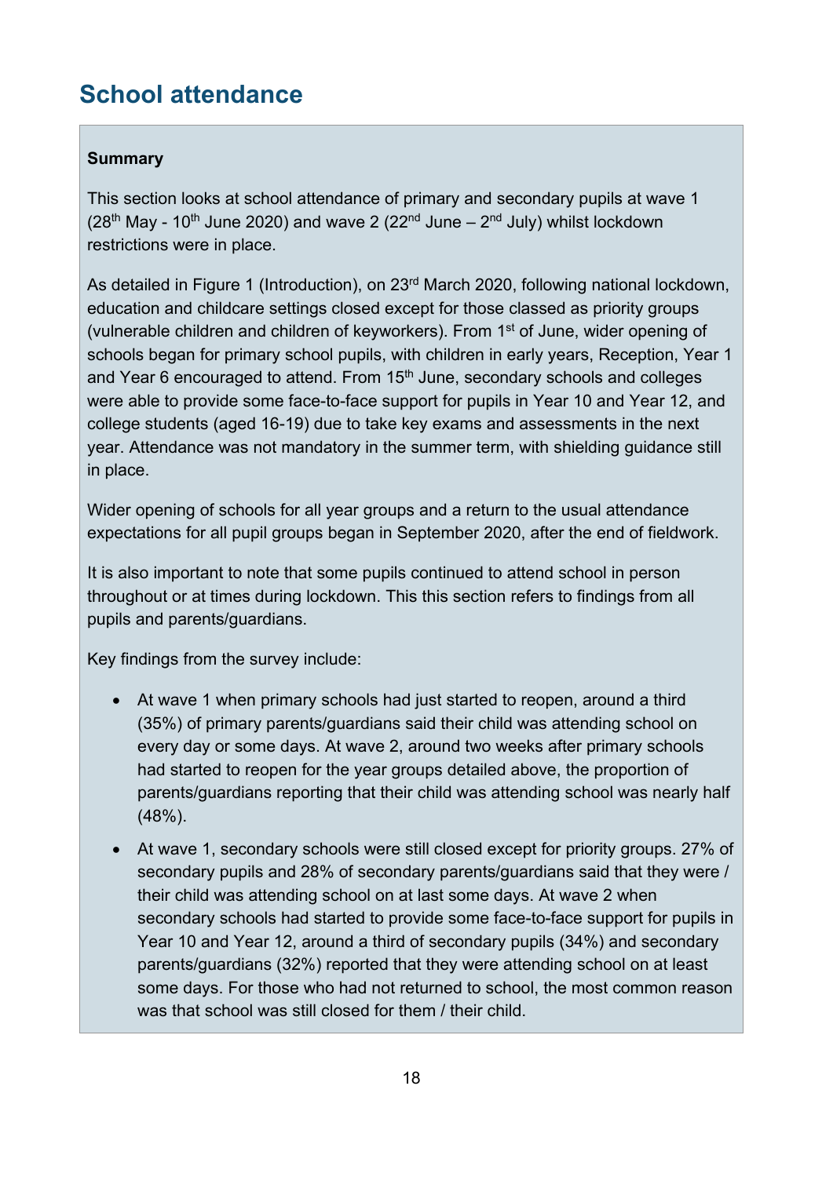# School attendance

**Summary**

This section looks at school attendance of primary and secondary pupils at wave 1 (28th May - 10th June 2020) and wave 2 (22nd June – 2nd July) whilst lockdown restrictions were in place.

As detailed in Figure 1 (Introduction), on 23rd March 2020, following national lockdown, education and childcare settings closed except for those classed as priority groups (vulnerable children and children of keyworkers). From 1st of June, wider opening of schools began for primary school pupils, with children in early years, Reception, Year 1 and Year 6 encouraged to attend. From 15th June, secondary schools and colleges were able to provide some face-to-face support for pupils in Year 10 and Year 12, and college students (aged 16-19) due to take key exams and assessments in the next year. Attendance was not mandatory in the summer term, with shielding guidance still in place.

Wider opening of schools for all year groups and a return to the usual attendance expectations for all pupil groups began in September 2020, after the end of fieldwork.

It is also important to note that some pupils continued to attend school in person throughout or at times during lockdown. This this section refers to findings from all pupils and parents/guardians.

Key findings from the survey include:

- At wave 1 when primary schools had just started to reopen, around a third (35%) of primary parents/guardians said their child was attending school on every day or some days. At wave 2, around two weeks after primary schools had started to reopen for the year groups detailed above, the proportion of parents/guardians reporting that their child was attending school was nearly half (48%).
- At wave 1, secondary schools were still closed except for priority groups. 27% of secondary pupils and 28% of secondary parents/guardians said that they were / their child was attending school on at last some days. At wave 2 when secondary schools had started to provide some face-to-face support for pupils in Year 10 and Year 12, around a third of secondary pupils (34%) and secondary parents/guardians (32%) reported that they were attending school on at least some days. For those who had not returned to school, the most common reason was that school was still closed for them / their child.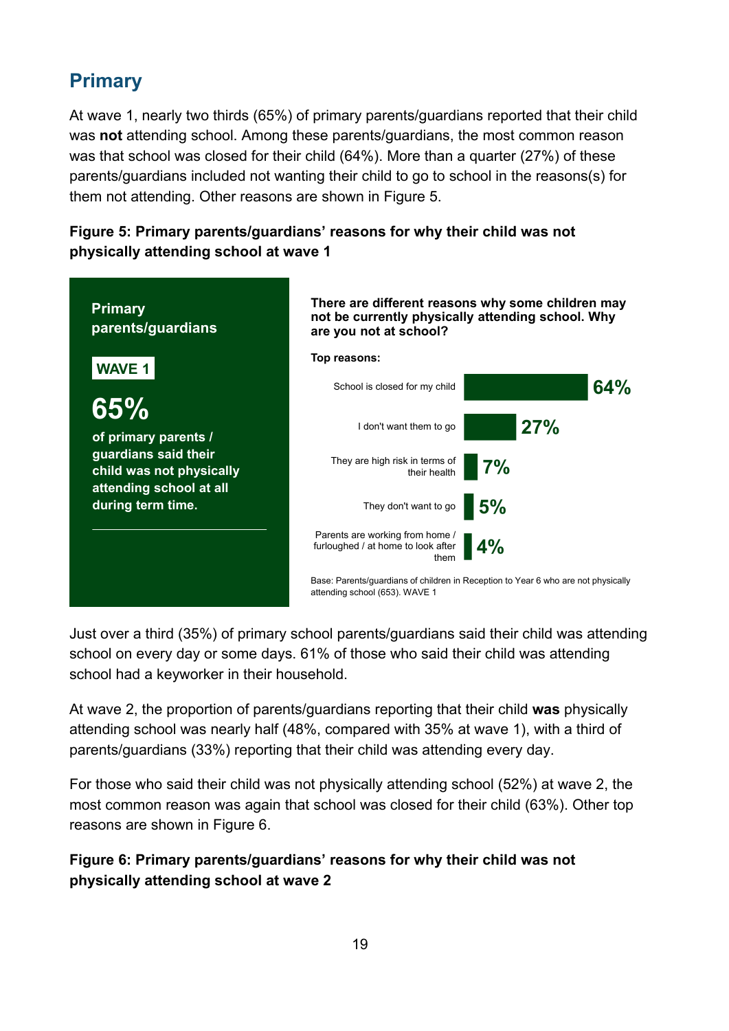## Primary

At wave 1, nearly two thirds (65%) of primary parents/guardians reported that their child was **not** attending school. Among these parents/guardians, the most common reason was that school was closed for their child (64%). More than a quarter (27%) of these parents/guardians included not wanting their child to go to school in the reasons(s) for them not attending. Other reasons are shown in Figure 5.

**Figure 5: Primary parents/guardians' reasons for why their child was not physically attending school at wave 1**

**Primary parents/guardians**

**WAVE 1**

**65%**

**of primary parents / guardians said their child was not physically attending school at all during term time.**

**There are different reasons why some children may not be currently physically attending school. Why are you not at school?**

**Top reasons:**

| Reason | % |
|---|---|
| School is closed for my child | 64% |
| I don't want them to go | 27% |
| They are high risk in terms of their health | 7% |
| They don't want to go | 5% |
| Parents are working from home / furloughed / at home to look after them | 4% |

Base: Parents/guardians of children in Reception to Year 6 who are not physically attending school (653). WAVE 1

Just over a third (35%) of primary school parents/guardians said their child was attending school on every day or some days. 61% of those who said their child was attending school had a keyworker in their household.

At wave 2, the proportion of parents/guardians reporting that their child **was** physically attending school was nearly half (48%, compared with 35% at wave 1), with a third of parents/guardians (33%) reporting that their child was attending every day.

For those who said their child was not physically attending school (52%) at wave 2, the most common reason was again that school was closed for their child (63%). Other top reasons are shown in Figure 6.

**Figure 6: Primary parents/guardians' reasons for why their child was not physically attending school at wave 2**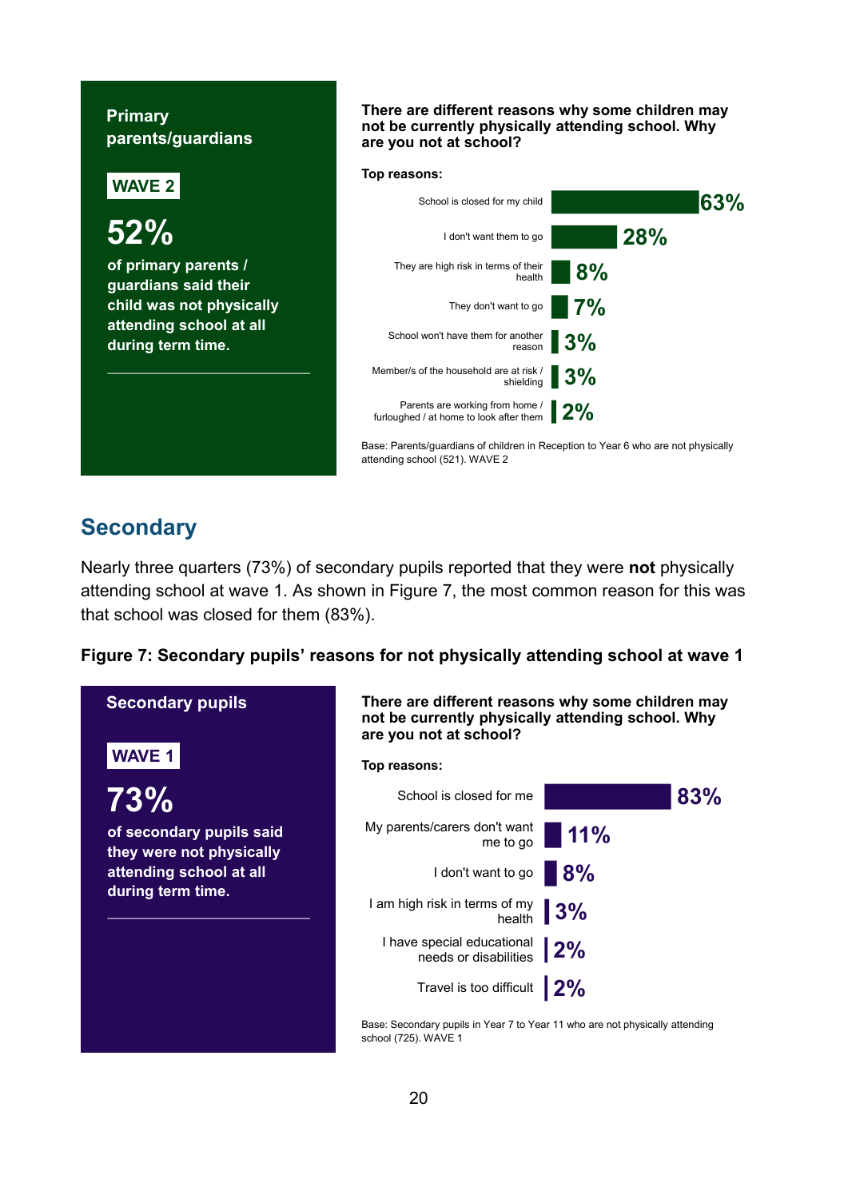**Primary parents/guardians**

**WAVE 2**

**52%**

**of primary parents / guardians said their child was not physically attending school at all during term time.**

**There are different reasons why some children may not be currently physically attending school. Why are you not at school?**

**Top reasons:**

| Reason | % |
|---|---|
| School is closed for my child | 63% |
| I don't want them to go | 28% |
| They are high risk in terms of their health | 8% |
| They don't want to go | 7% |
| School won't have them for another reason | 3% |
| Member/s of the household are at risk / shielding | 3% |
| Parents are working from home / furloughed / at home to look after them | 2% |

Base: Parents/guardians of children in Reception to Year 6 who are not physically attending school (521). WAVE 2

## Secondary

Nearly three quarters (73%) of secondary pupils reported that they were **not** physically attending school at wave 1. As shown in Figure 7, the most common reason for this was that school was closed for them (83%).

**Figure 7: Secondary pupils' reasons for not physically attending school at wave 1**

**Secondary pupils**

**WAVE 1**

**73%**

**of secondary pupils said they were not physically attending school at all during term time.**

**There are different reasons why some children may not be currently physically attending school. Why are you not at school?**

**Top reasons:**

| Reason | % |
|---|---|
| School is closed for me | 83% |
| My parents/carers don't want me to go | 11% |
| I don't want to go | 8% |
| I am high risk in terms of my health | 3% |
| I have special educational needs or disabilities | 2% |
| Travel is too difficult | 2% |

Base: Secondary pupils in Year 7 to Year 11 who are not physically attending school (725). WAVE 1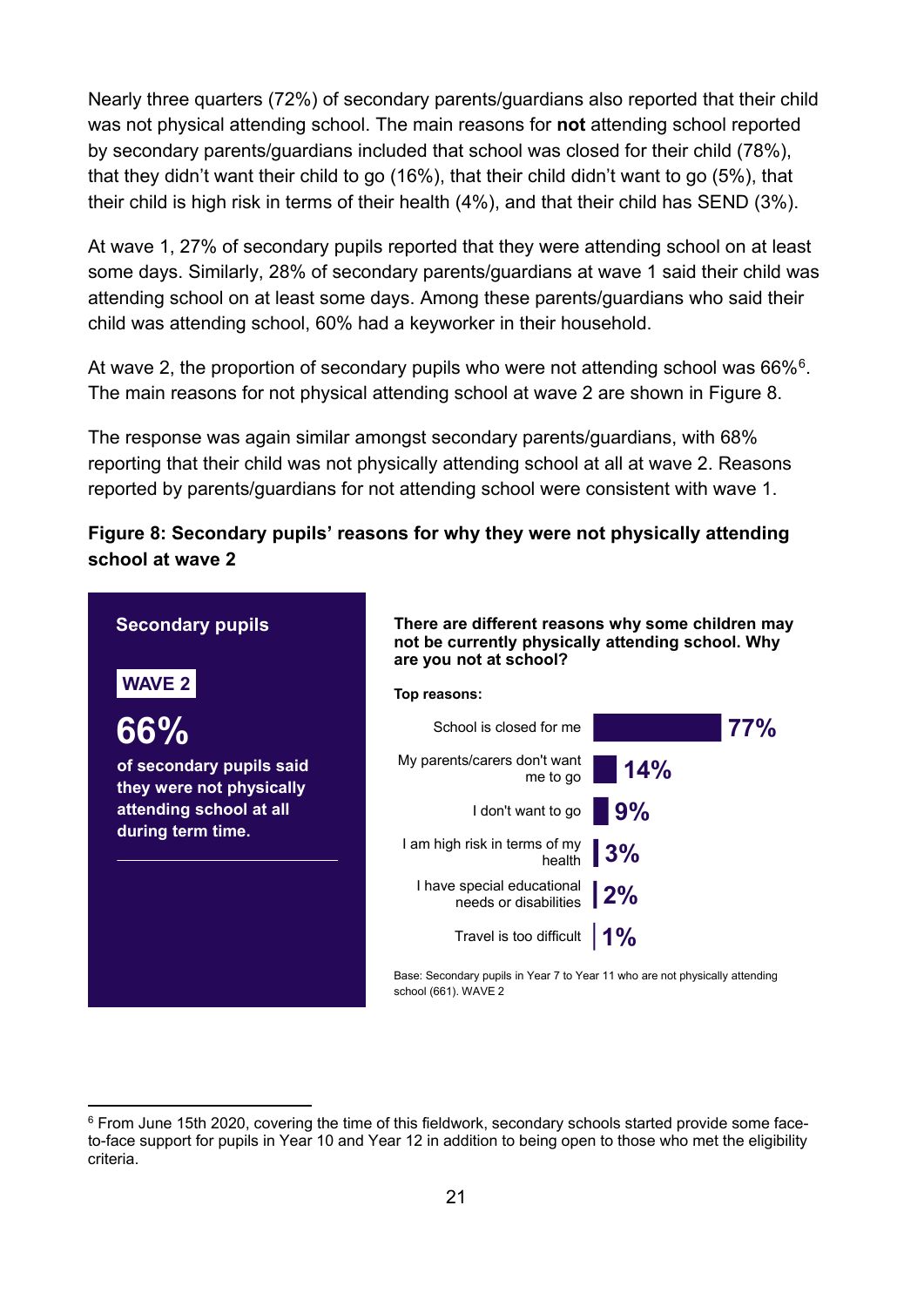Nearly three quarters (72%) of secondary parents/guardians also reported that their child was not physical attending school. The main reasons for **not** attending school reported by secondary parents/guardians included that school was closed for their child (78%), that they didn't want their child to go (16%), that their child didn't want to go (5%), that their child is high risk in terms of their health (4%), and that their child has SEND (3%).

At wave 1, 27% of secondary pupils reported that they were attending school on at least some days. Similarly, 28% of secondary parents/guardians at wave 1 said their child was attending school on at least some days. Among these parents/guardians who said their child was attending school, 60% had a keyworker in their household.

At wave 2, the proportion of secondary pupils who were not attending school was 66%[6]. The main reasons for not physical attending school at wave 2 are shown in Figure 8.

The response was again similar amongst secondary parents/guardians, with 68% reporting that their child was not physically attending school at all at wave 2. Reasons reported by parents/guardians for not attending school were consistent with wave 1.

**Figure 8: Secondary pupils' reasons for why they were not physically attending school at wave 2**

**Secondary pupils**

**WAVE 2**

**66%**

**of secondary pupils said they were not physically attending school at all during term time.**

**There are different reasons why some children may not be currently physically attending school. Why are you not at school?**

**Top reasons:**

| Reason | % |
|---|---|
| School is closed for me | 77% |
| My parents/carers don't want me to go | 14% |
| I don't want to go | 9% |
| I am high risk in terms of my health | 3% |
| I have special educational needs or disabilities | 2% |
| Travel is too difficult | 1% |

Base: Secondary pupils in Year 7 to Year 11 who are not physically attending school (661). WAVE 2

[6] From June 15th 2020, covering the time of this fieldwork, secondary schools started provide some face-to-face support for pupils in Year 10 and Year 12 in addition to being open to those who met the eligibility criteria.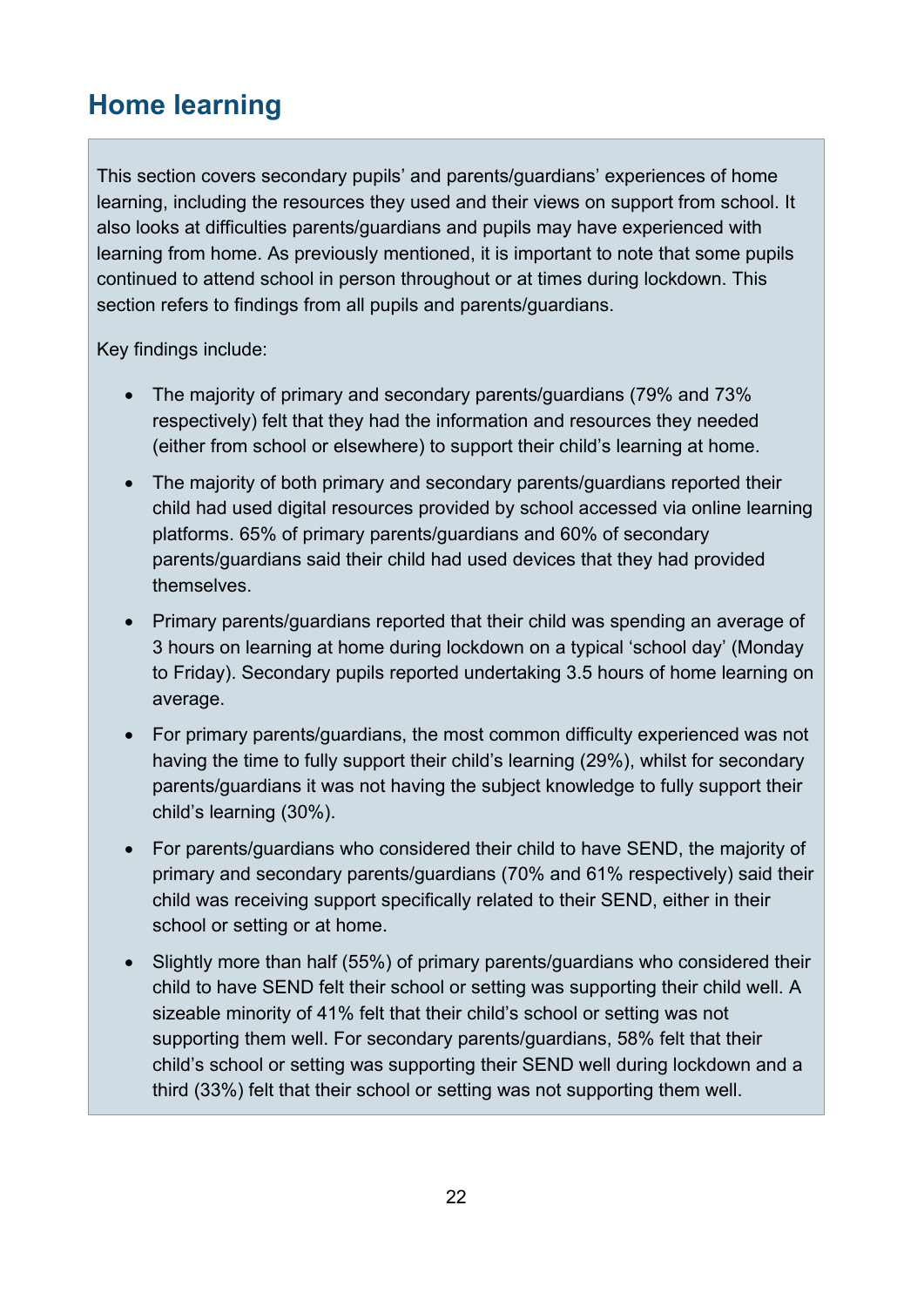## Home learning

This section covers secondary pupils' and parents/guardians' experiences of home learning, including the resources they used and their views on support from school. It also looks at difficulties parents/guardians and pupils may have experienced with learning from home. As previously mentioned, it is important to note that some pupils continued to attend school in person throughout or at times during lockdown. This section refers to findings from all pupils and parents/guardians.

Key findings include:

- The majority of primary and secondary parents/guardians (79% and 73% respectively) felt that they had the information and resources they needed (either from school or elsewhere) to support their child's learning at home.
- The majority of both primary and secondary parents/guardians reported their child had used digital resources provided by school accessed via online learning platforms. 65% of primary parents/guardians and 60% of secondary parents/guardians said their child had used devices that they had provided themselves.
- Primary parents/guardians reported that their child was spending an average of 3 hours on learning at home during lockdown on a typical 'school day' (Monday to Friday). Secondary pupils reported undertaking 3.5 hours of home learning on average.
- For primary parents/guardians, the most common difficulty experienced was not having the time to fully support their child's learning (29%), whilst for secondary parents/guardians it was not having the subject knowledge to fully support their child's learning (30%).
- For parents/guardians who considered their child to have SEND, the majority of primary and secondary parents/guardians (70% and 61% respectively) said their child was receiving support specifically related to their SEND, either in their school or setting or at home.
- Slightly more than half (55%) of primary parents/guardians who considered their child to have SEND felt their school or setting was supporting their child well. A sizeable minority of 41% felt that their child's school or setting was not supporting them well. For secondary parents/guardians, 58% felt that their child's school or setting was supporting their SEND well during lockdown and a third (33%) felt that their school or setting was not supporting them well.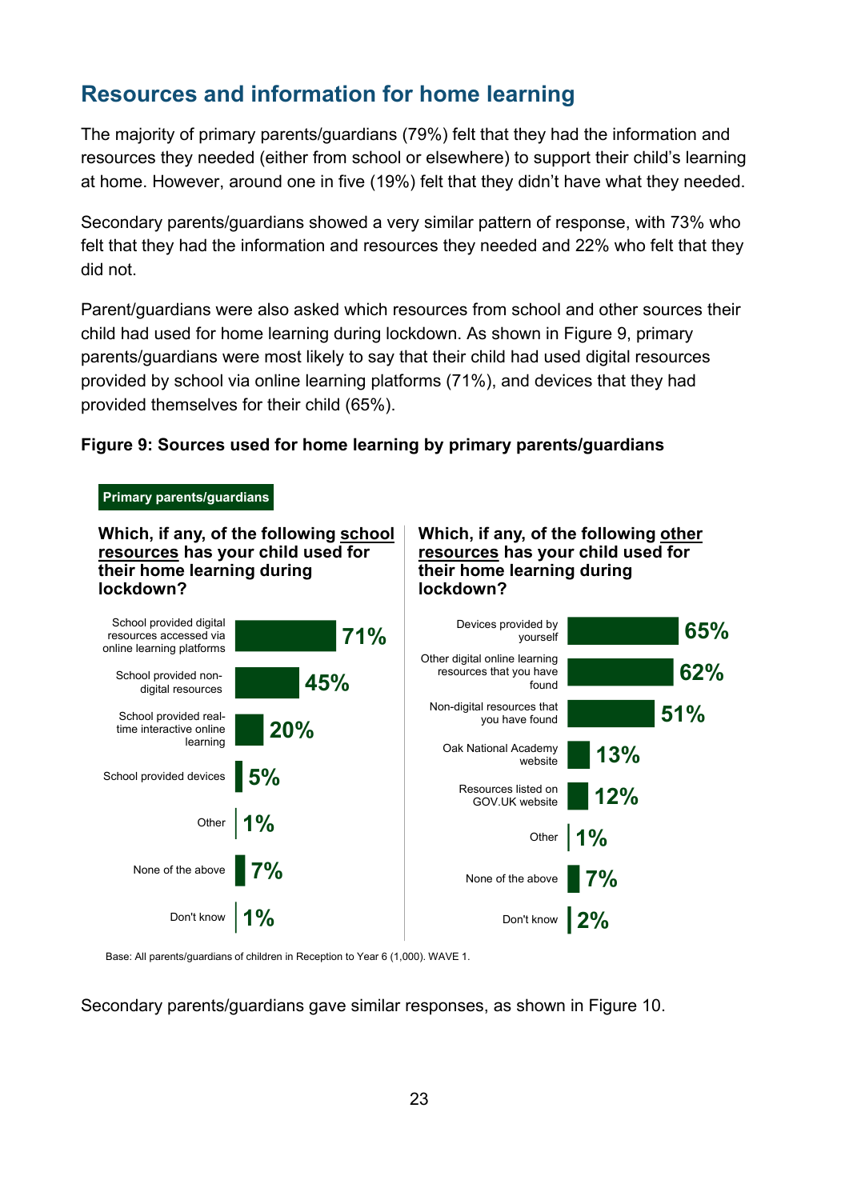## Resources and information for home learning

The majority of primary parents/guardians (79%) felt that they had the information and resources they needed (either from school or elsewhere) to support their child's learning at home. However, around one in five (19%) felt that they didn't have what they needed.

Secondary parents/guardians showed a very similar pattern of response, with 73% who felt that they had the information and resources they needed and 22% who felt that they did not.

Parent/guardians were also asked which resources from school and other sources their child had used for home learning during lockdown. As shown in Figure 9, primary parents/guardians were most likely to say that their child had used digital resources provided by school via online learning platforms (71%), and devices that they had provided themselves for their child (65%).

**Figure 9: Sources used for home learning by primary parents/guardians**

**Primary parents/guardians**

**Which, if any, of the following school resources has your child used for their home learning during lockdown?**

| Resource | % |
|---|---|
| School provided digital resources accessed via online learning platforms | 71% |
| School provided non-digital resources | 45% |
| School provided real-time interactive online learning | 20% |
| School provided devices | 5% |
| Other | 1% |
| None of the above | 7% |
| Don't know | 1% |

**Which, if any, of the following other resources has your child used for their home learning during lockdown?**

| Resource | % |
|---|---|
| Devices provided by yourself | 65% |
| Other digital online learning resources that you have found | 62% |
| Non-digital resources that you have found | 51% |
| Oak National Academy website | 13% |
| Resources listed on GOV.UK website | 12% |
| Other | 1% |
| None of the above | 7% |
| Don't know | 2% |

Base: All parents/guardians of children in Reception to Year 6 (1,000). WAVE 1.

Secondary parents/guardians gave similar responses, as shown in Figure 10.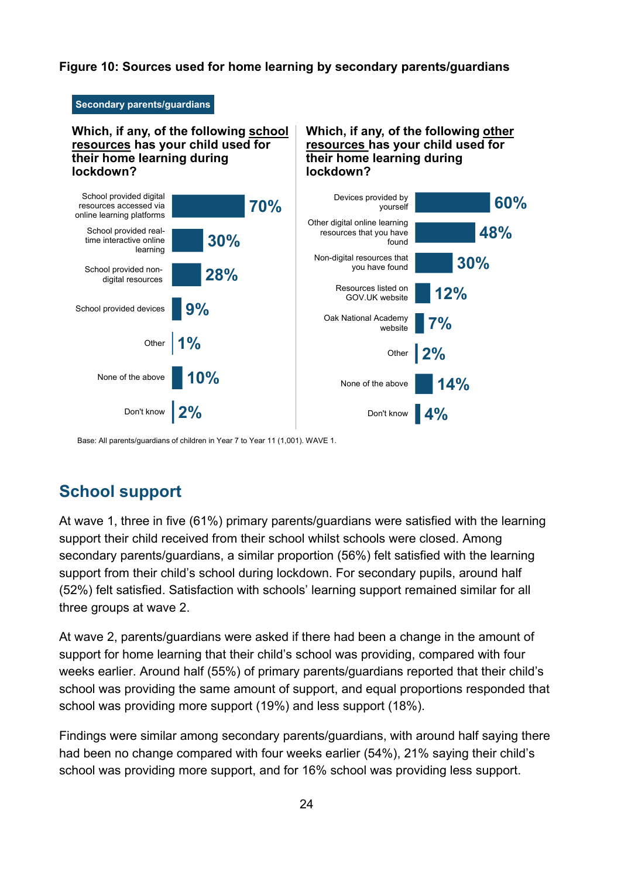**Figure 10: Sources used for home learning by secondary parents/guardians**

Secondary parents/guardians

**Which, if any, of the following school resources has your child used for their home learning during lockdown?**

| Response | % |
|---|---|
| School provided digital resources accessed via online learning platforms | 70% |
| School provided real-time interactive online learning | 30% |
| School provided non-digital resources | 28% |
| School provided devices | 9% |
| Other | 1% |
| None of the above | 10% |
| Don't know | 2% |

**Which, if any, of the following other resources has your child used for their home learning during lockdown?**

| Response | % |
|---|---|
| Devices provided by yourself | 60% |
| Other digital online learning resources that you have found | 48% |
| Non-digital resources that you have found | 30% |
| Resources listed on GOV.UK website | 12% |
| Oak National Academy website | 7% |
| Other | 2% |
| None of the above | 14% |
| Don't know | 4% |

Base: All parents/guardians of children in Year 7 to Year 11 (1,001). WAVE 1.

## School support

At wave 1, three in five (61%) primary parents/guardians were satisfied with the learning support their child received from their school whilst schools were closed. Among secondary parents/guardians, a similar proportion (56%) felt satisfied with the learning support from their child's school during lockdown. For secondary pupils, around half (52%) felt satisfied. Satisfaction with schools' learning support remained similar for all three groups at wave 2.

At wave 2, parents/guardians were asked if there had been a change in the amount of support for home learning that their child's school was providing, compared with four weeks earlier. Around half (55%) of primary parents/guardians reported that their child's school was providing the same amount of support, and equal proportions responded that school was providing more support (19%) and less support (18%).

Findings were similar among secondary parents/guardians, with around half saying there had been no change compared with four weeks earlier (54%), 21% saying their child's school was providing more support, and for 16% school was providing less support.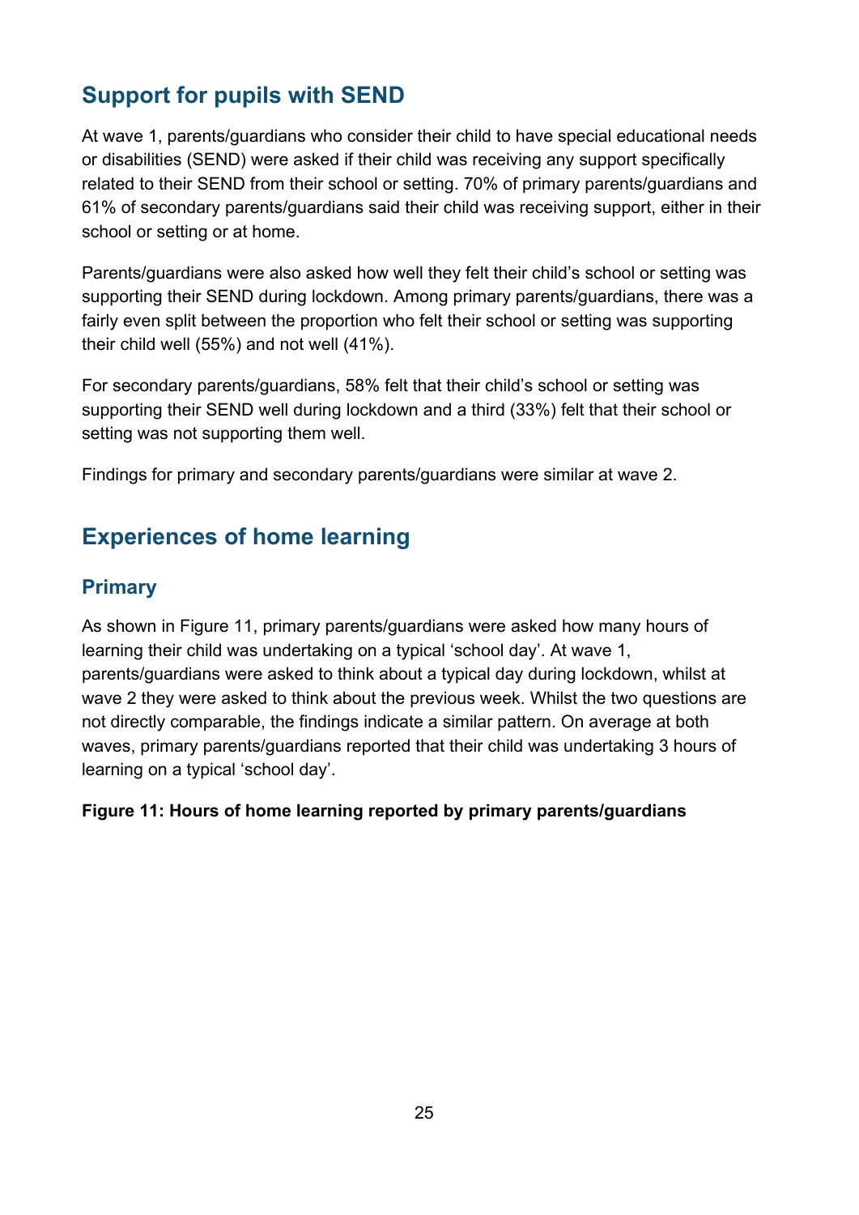## Support for pupils with SEND

At wave 1, parents/guardians who consider their child to have special educational needs or disabilities (SEND) were asked if their child was receiving any support specifically related to their SEND from their school or setting. 70% of primary parents/guardians and 61% of secondary parents/guardians said their child was receiving support, either in their school or setting or at home.

Parents/guardians were also asked how well they felt their child's school or setting was supporting their SEND during lockdown. Among primary parents/guardians, there was a fairly even split between the proportion who felt their school or setting was supporting their child well (55%) and not well (41%).

For secondary parents/guardians, 58% felt that their child's school or setting was supporting their SEND well during lockdown and a third (33%) felt that their school or setting was not supporting them well.

Findings for primary and secondary parents/guardians were similar at wave 2.

## Experiences of home learning

### Primary

As shown in Figure 11, primary parents/guardians were asked how many hours of learning their child was undertaking on a typical 'school day'. At wave 1, parents/guardians were asked to think about a typical day during lockdown, whilst at wave 2 they were asked to think about the previous week. Whilst the two questions are not directly comparable, the findings indicate a similar pattern. On average at both waves, primary parents/guardians reported that their child was undertaking 3 hours of learning on a typical 'school day'.

**Figure 11: Hours of home learning reported by primary parents/guardians**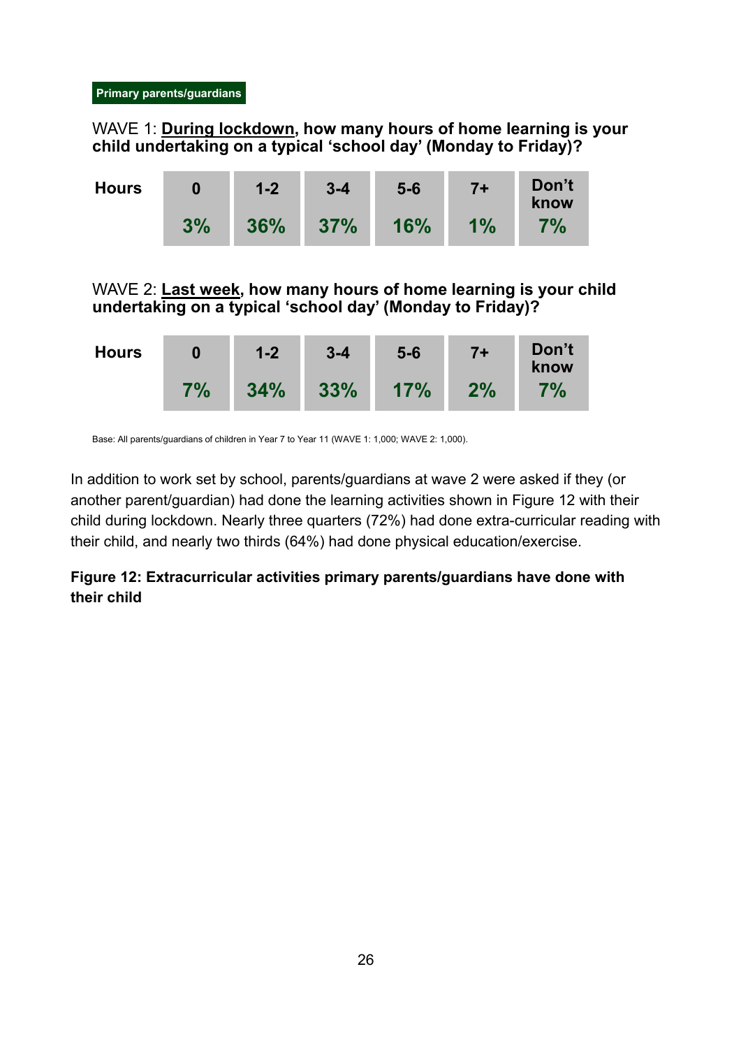**Primary parents/guardians**

WAVE 1: **<u>During lockdown</u>, how many hours of home learning is your child undertaking on a typical 'school day' (Monday to Friday)?**

| Hours | 0 | 1-2 | 3-4 | 5-6 | 7+ | Don't know |
|---|---|---|---|---|---|---|
| | 3% | 36% | 37% | 16% | 1% | 7% |

WAVE 2: **<u>Last week</u>, how many hours of home learning is your child undertaking on a typical 'school day' (Monday to Friday)?**

| Hours | 0 | 1-2 | 3-4 | 5-6 | 7+ | Don't know |
|---|---|---|---|---|---|---|
| | 7% | 34% | 33% | 17% | 2% | 7% |

Base: All parents/guardians of children in Year 7 to Year 11 (WAVE 1: 1,000; WAVE 2: 1,000).

In addition to work set by school, parents/guardians at wave 2 were asked if they (or another parent/guardian) had done the learning activities shown in Figure 12 with their child during lockdown. Nearly three quarters (72%) had done extra-curricular reading with their child, and nearly two thirds (64%) had done physical education/exercise.

**Figure 12: Extracurricular activities primary parents/guardians have done with their child**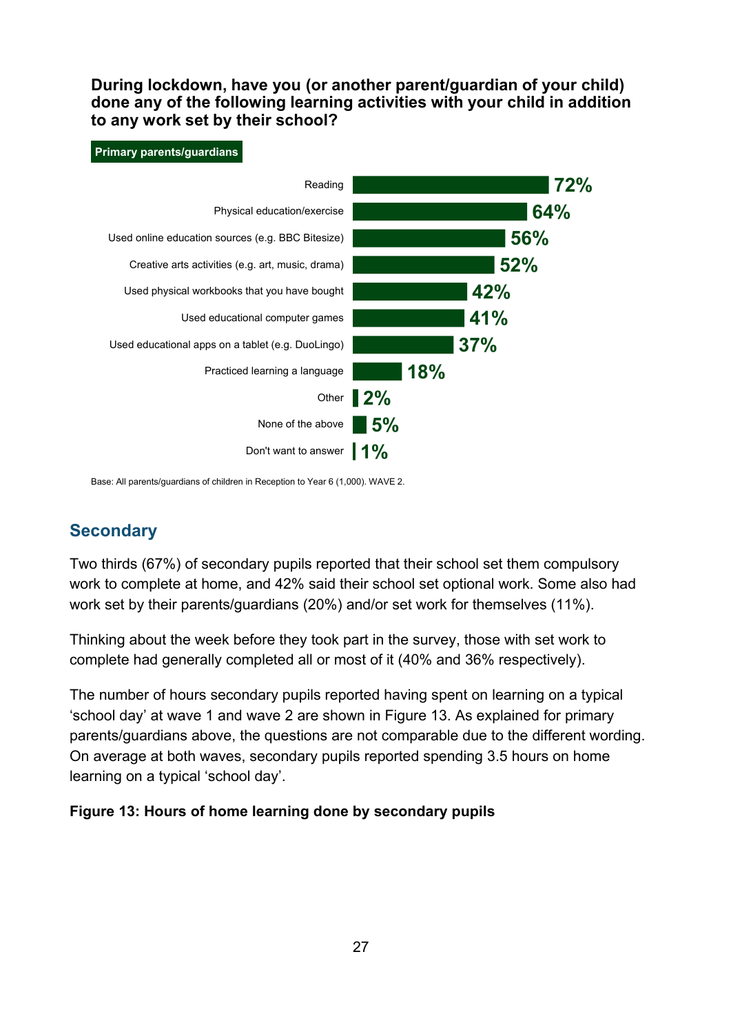**During lockdown, have you (or another parent/guardian of your child) done any of the following learning activities with your child in addition to any work set by their school?**

**Primary parents/guardians**

| Activity | % |
| --- | --- |
| Reading | 72% |
| Physical education/exercise | 64% |
| Used online education sources (e.g. BBC Bitesize) | 56% |
| Creative arts activities (e.g. art, music, drama) | 52% |
| Used physical workbooks that you have bought | 42% |
| Used educational computer games | 41% |
| Used educational apps on a tablet (e.g. DuoLingo) | 37% |
| Practiced learning a language | 18% |
| Other | 2% |
| None of the above | 5% |
| Don't want to answer | 1% |

Base: All parents/guardians of children in Reception to Year 6 (1,000). WAVE 2.

## Secondary

Two thirds (67%) of secondary pupils reported that their school set them compulsory work to complete at home, and 42% said their school set optional work. Some also had work set by their parents/guardians (20%) and/or set work for themselves (11%).

Thinking about the week before they took part in the survey, those with set work to complete had generally completed all or most of it (40% and 36% respectively).

The number of hours secondary pupils reported having spent on learning on a typical 'school day' at wave 1 and wave 2 are shown in Figure 13. As explained for primary parents/guardians above, the questions are not comparable due to the different wording. On average at both waves, secondary pupils reported spending 3.5 hours on home learning on a typical 'school day'.

**Figure 13: Hours of home learning done by secondary pupils**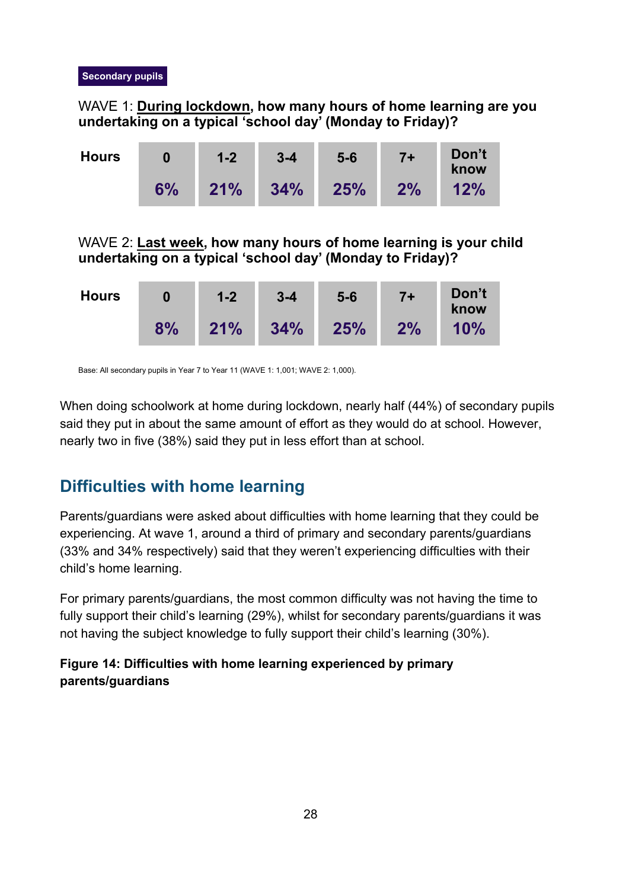**Secondary pupils**

WAVE 1: **<u>During lockdown</u>, how many hours of home learning are you undertaking on a typical 'school day' (Monday to Friday)?**

| Hours | 0 | 1-2 | 3-4 | 5-6 | 7+ | Don't know |
|---|---|---|---|---|---|---|
| | 6% | 21% | 34% | 25% | 2% | 12% |

WAVE 2: **<u>Last week</u>, how many hours of home learning is your child undertaking on a typical 'school day' (Monday to Friday)?**

| Hours | 0 | 1-2 | 3-4 | 5-6 | 7+ | Don't know |
|---|---|---|---|---|---|---|
| | 8% | 21% | 34% | 25% | 2% | 10% |

Base: All secondary pupils in Year 7 to Year 11 (WAVE 1: 1,001; WAVE 2: 1,000).

When doing schoolwork at home during lockdown, nearly half (44%) of secondary pupils said they put in about the same amount of effort as they would do at school. However, nearly two in five (38%) said they put in less effort than at school.

## Difficulties with home learning

Parents/guardians were asked about difficulties with home learning that they could be experiencing. At wave 1, around a third of primary and secondary parents/guardians (33% and 34% respectively) said that they weren't experiencing difficulties with their child's home learning.

For primary parents/guardians, the most common difficulty was not having the time to fully support their child's learning (29%), whilst for secondary parents/guardians it was not having the subject knowledge to fully support their child's learning (30%).

**Figure 14: Difficulties with home learning experienced by primary parents/guardians**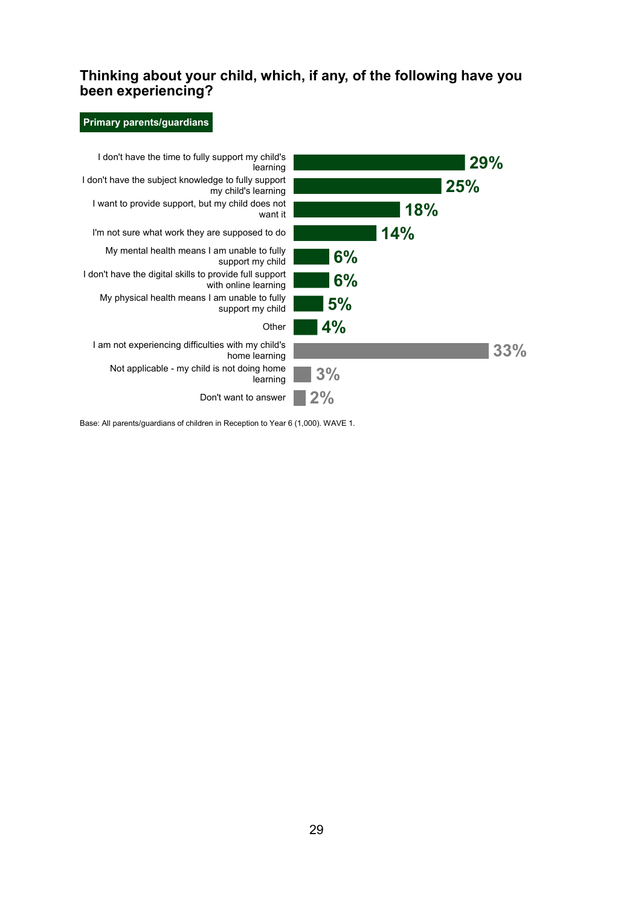## Thinking about your child, which, if any, of the following have you been experiencing?

**Primary parents/guardians**

| Response | % |
|---|---|
| I don't have the time to fully support my child's learning | 29% |
| I don't have the subject knowledge to fully support my child's learning | 25% |
| I want to provide support, but my child does not want it | 18% |
| I'm not sure what work they are supposed to do | 14% |
| My mental health means I am unable to fully support my child | 6% |
| I don't have the digital skills to provide full support with online learning | 6% |
| My physical health means I am unable to fully support my child | 5% |
| Other | 4% |
| I am not experiencing difficulties with my child's home learning | 33% |
| Not applicable - my child is not doing home learning | 3% |
| Don't want to answer | 2% |

Base: All parents/guardians of children in Reception to Year 6 (1,000). WAVE 1.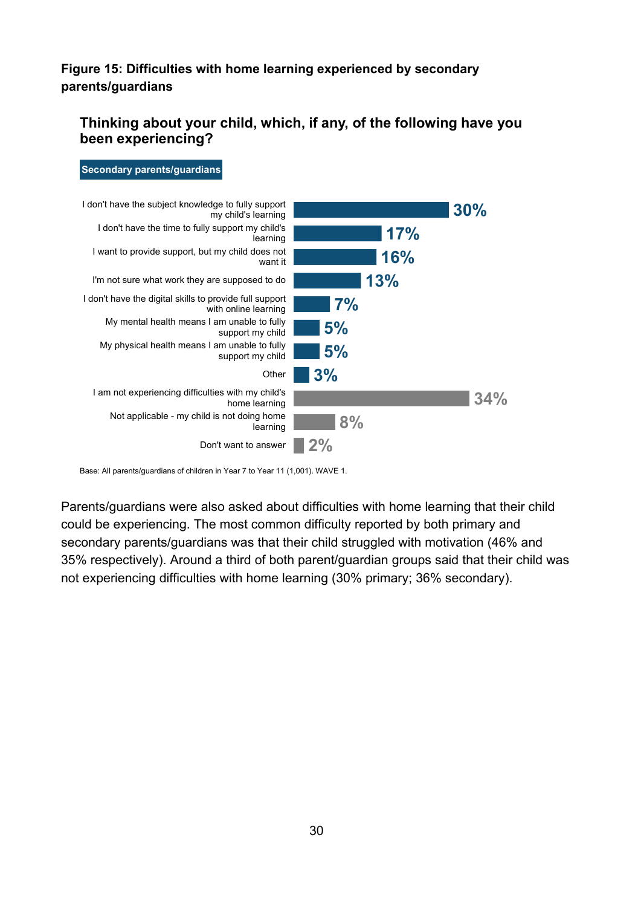**Figure 15: Difficulties with home learning experienced by secondary parents/guardians**

**Thinking about your child, which, if any, of the following have you been experiencing?**

**Secondary parents/guardians**

| Response | % |
|---|---|
| I don't have the subject knowledge to fully support my child's learning | 30% |
| I don't have the time to fully support my child's learning | 17% |
| I want to provide support, but my child does not want it | 16% |
| I'm not sure what work they are supposed to do | 13% |
| I don't have the digital skills to provide full support with online learning | 7% |
| My mental health means I am unable to fully support my child | 5% |
| My physical health means I am unable to fully support my child | 5% |
| Other | 3% |
| I am not experiencing difficulties with my child's home learning | 34% |
| Not applicable - my child is not doing home learning | 8% |
| Don't want to answer | 2% |

Base: All parents/guardians of children in Year 7 to Year 11 (1,001). WAVE 1.

Parents/guardians were also asked about difficulties with home learning that their child could be experiencing. The most common difficulty reported by both primary and secondary parents/guardians was that their child struggled with motivation (46% and 35% respectively). Around a third of both parent/guardian groups said that their child was not experiencing difficulties with home learning (30% primary; 36% secondary).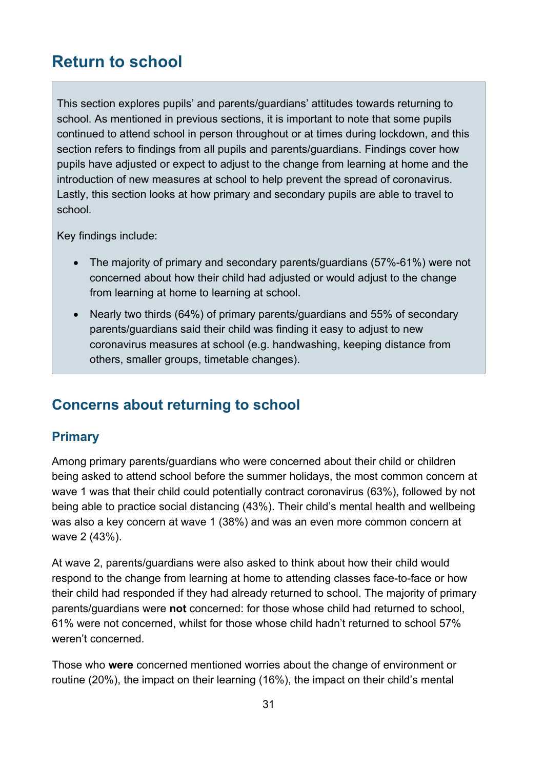# Return to school

This section explores pupils' and parents/guardians' attitudes towards returning to school. As mentioned in previous sections, it is important to note that some pupils continued to attend school in person throughout or at times during lockdown, and this section refers to findings from all pupils and parents/guardians. Findings cover how pupils have adjusted or expect to adjust to the change from learning at home and the introduction of new measures at school to help prevent the spread of coronavirus. Lastly, this section looks at how primary and secondary pupils are able to travel to school.

Key findings include:

- The majority of primary and secondary parents/guardians (57%-61%) were not concerned about how their child had adjusted or would adjust to the change from learning at home to learning at school.
- Nearly two thirds (64%) of primary parents/guardians and 55% of secondary parents/guardians said their child was finding it easy to adjust to new coronavirus measures at school (e.g. handwashing, keeping distance from others, smaller groups, timetable changes).

## Concerns about returning to school

### Primary

Among primary parents/guardians who were concerned about their child or children being asked to attend school before the summer holidays, the most common concern at wave 1 was that their child could potentially contract coronavirus (63%), followed by not being able to practice social distancing (43%). Their child's mental health and wellbeing was also a key concern at wave 1 (38%) and was an even more common concern at wave 2 (43%).

At wave 2, parents/guardians were also asked to think about how their child would respond to the change from learning at home to attending classes face-to-face or how their child had responded if they had already returned to school. The majority of primary parents/guardians were **not** concerned: for those whose child had returned to school, 61% were not concerned, whilst for those whose child hadn't returned to school 57% weren't concerned.

Those who **were** concerned mentioned worries about the change of environment or routine (20%), the impact on their learning (16%), the impact on their child's mental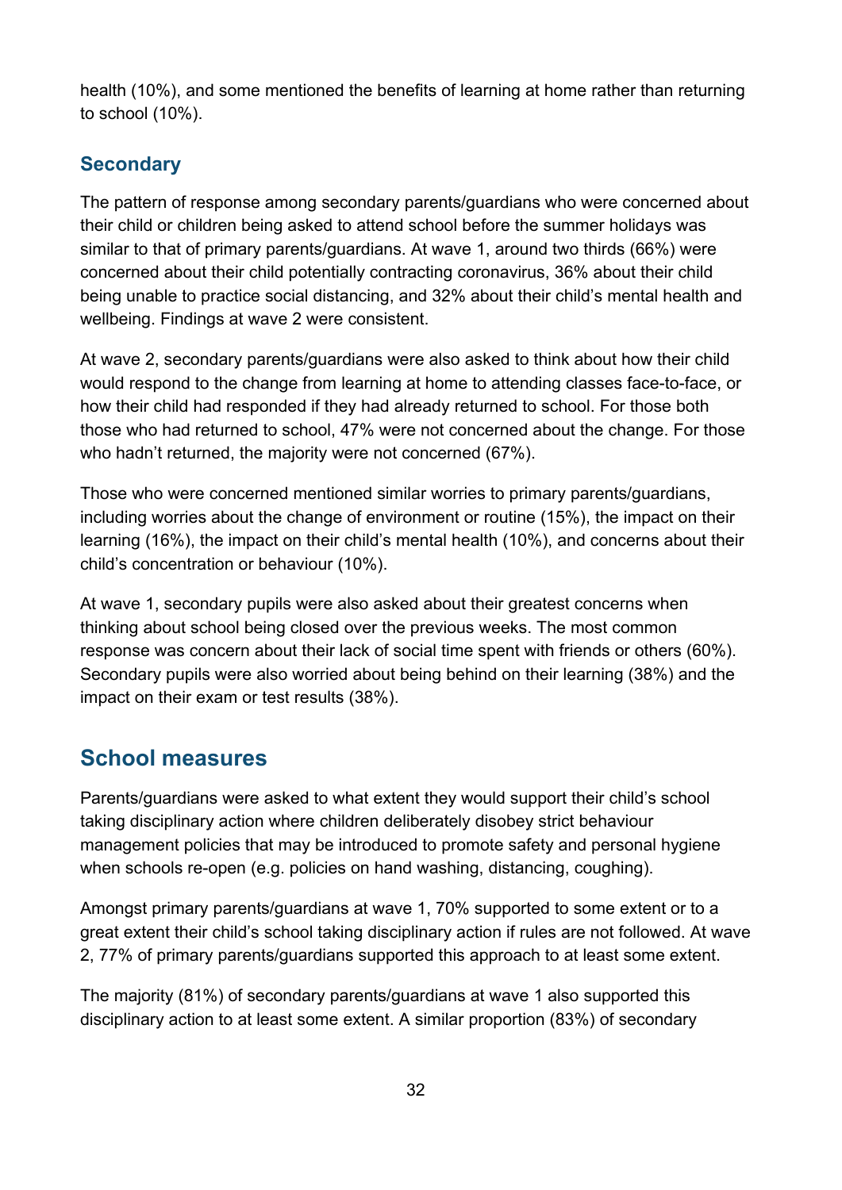health (10%), and some mentioned the benefits of learning at home rather than returning to school (10%).

### Secondary

The pattern of response among secondary parents/guardians who were concerned about their child or children being asked to attend school before the summer holidays was similar to that of primary parents/guardians. At wave 1, around two thirds (66%) were concerned about their child potentially contracting coronavirus, 36% about their child being unable to practice social distancing, and 32% about their child's mental health and wellbeing. Findings at wave 2 were consistent.

At wave 2, secondary parents/guardians were also asked to think about how their child would respond to the change from learning at home to attending classes face-to-face, or how their child had responded if they had already returned to school. For those both those who had returned to school, 47% were not concerned about the change. For those who hadn't returned, the majority were not concerned (67%).

Those who were concerned mentioned similar worries to primary parents/guardians, including worries about the change of environment or routine (15%), the impact on their learning (16%), the impact on their child's mental health (10%), and concerns about their child's concentration or behaviour (10%).

At wave 1, secondary pupils were also asked about their greatest concerns when thinking about school being closed over the previous weeks. The most common response was concern about their lack of social time spent with friends or others (60%). Secondary pupils were also worried about being behind on their learning (38%) and the impact on their exam or test results (38%).

## School measures

Parents/guardians were asked to what extent they would support their child's school taking disciplinary action where children deliberately disobey strict behaviour management policies that may be introduced to promote safety and personal hygiene when schools re-open (e.g. policies on hand washing, distancing, coughing).

Amongst primary parents/guardians at wave 1, 70% supported to some extent or to a great extent their child's school taking disciplinary action if rules are not followed. At wave 2, 77% of primary parents/guardians supported this approach to at least some extent.

The majority (81%) of secondary parents/guardians at wave 1 also supported this disciplinary action to at least some extent. A similar proportion (83%) of secondary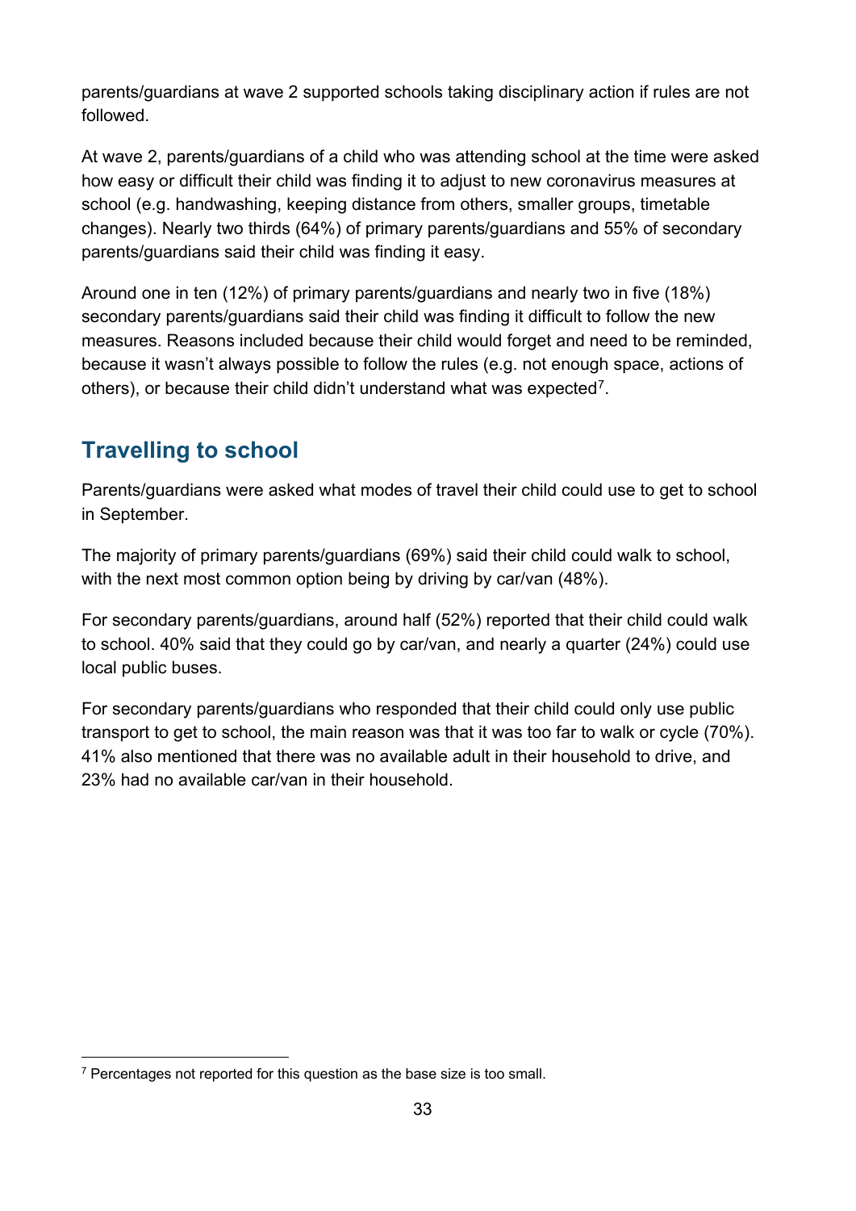parents/guardians at wave 2 supported schools taking disciplinary action if rules are not followed.

At wave 2, parents/guardians of a child who was attending school at the time were asked how easy or difficult their child was finding it to adjust to new coronavirus measures at school (e.g. handwashing, keeping distance from others, smaller groups, timetable changes). Nearly two thirds (64%) of primary parents/guardians and 55% of secondary parents/guardians said their child was finding it easy.

Around one in ten (12%) of primary parents/guardians and nearly two in five (18%) secondary parents/guardians said their child was finding it difficult to follow the new measures. Reasons included because their child would forget and need to be reminded, because it wasn't always possible to follow the rules (e.g. not enough space, actions of others), or because their child didn't understand what was expected[7].

## Travelling to school

Parents/guardians were asked what modes of travel their child could use to get to school in September.

The majority of primary parents/guardians (69%) said their child could walk to school, with the next most common option being by driving by car/van (48%).

For secondary parents/guardians, around half (52%) reported that their child could walk to school. 40% said that they could go by car/van, and nearly a quarter (24%) could use local public buses.

For secondary parents/guardians who responded that their child could only use public transport to get to school, the main reason was that it was too far to walk or cycle (70%). 41% also mentioned that there was no available adult in their household to drive, and 23% had no available car/van in their household.

[7] Percentages not reported for this question as the base size is too small.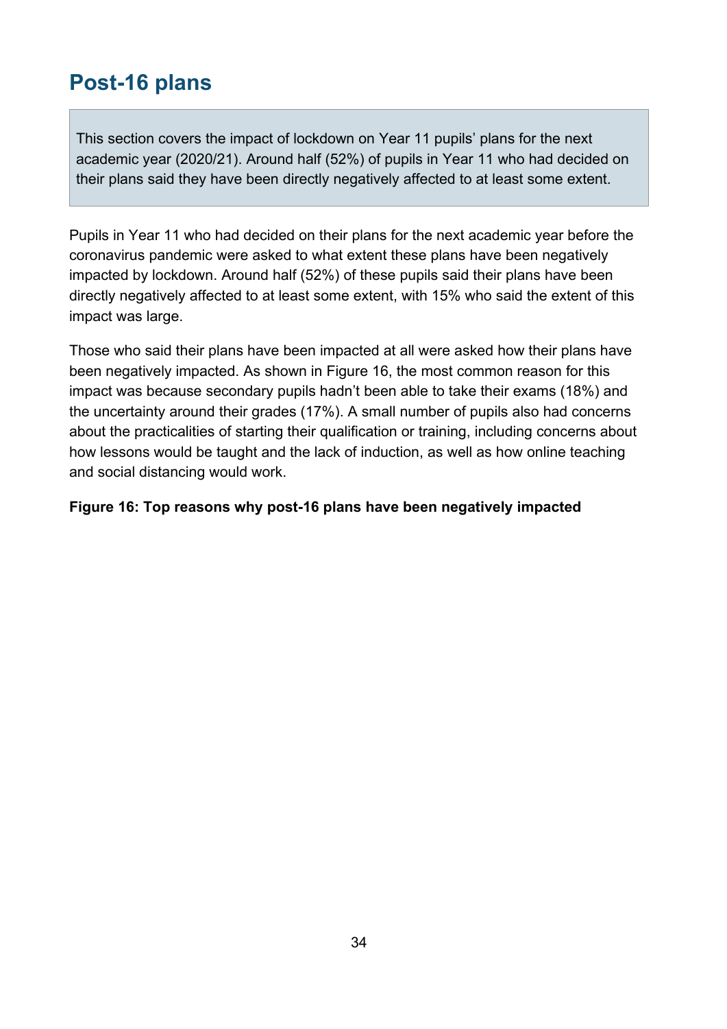## Post-16 plans

This section covers the impact of lockdown on Year 11 pupils' plans for the next academic year (2020/21). Around half (52%) of pupils in Year 11 who had decided on their plans said they have been directly negatively affected to at least some extent.

Pupils in Year 11 who had decided on their plans for the next academic year before the coronavirus pandemic were asked to what extent these plans have been negatively impacted by lockdown. Around half (52%) of these pupils said their plans have been directly negatively affected to at least some extent, with 15% who said the extent of this impact was large.

Those who said their plans have been impacted at all were asked how their plans have been negatively impacted. As shown in Figure 16, the most common reason for this impact was because secondary pupils hadn't been able to take their exams (18%) and the uncertainty around their grades (17%). A small number of pupils also had concerns about the practicalities of starting their qualification or training, including concerns about how lessons would be taught and the lack of induction, as well as how online teaching and social distancing would work.

**Figure 16: Top reasons why post-16 plans have been negatively impacted**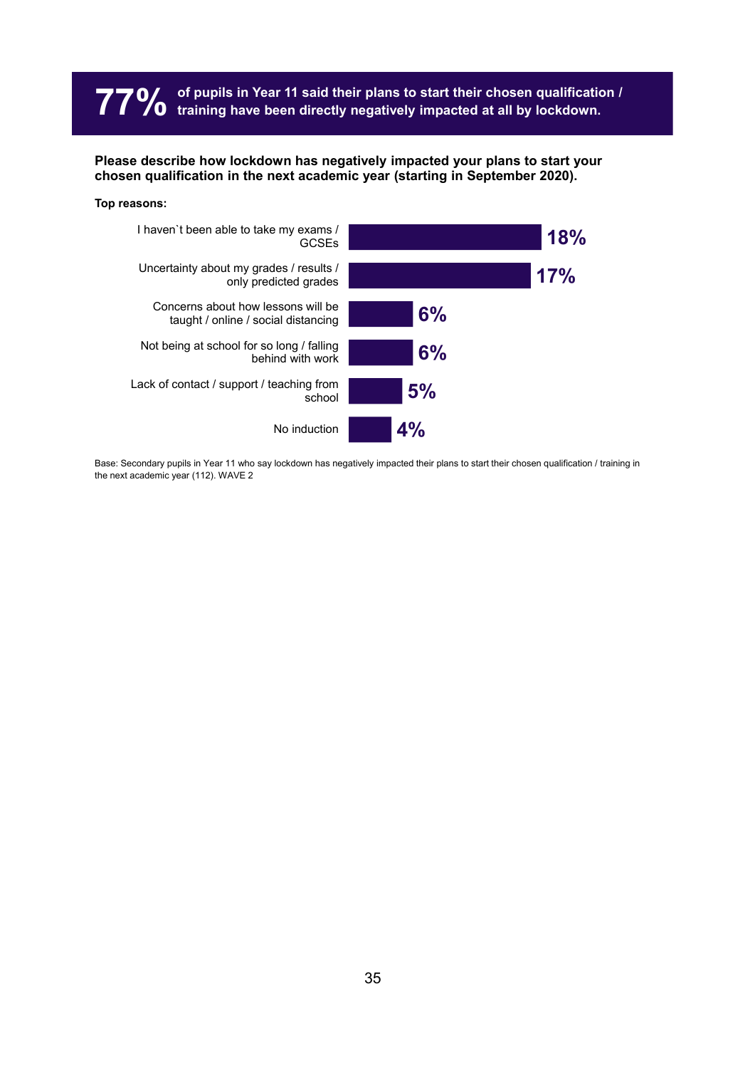**77%** **of pupils in Year 11 said their plans to start their chosen qualification / training have been directly negatively impacted at all by lockdown.**

**Please describe how lockdown has negatively impacted your plans to start your chosen qualification in the next academic year (starting in September 2020).**

**Top reasons:**

| Reason | % |
|---|---|
| I haven`t been able to take my exams / GCSEs | 18% |
| Uncertainty about my grades / results / only predicted grades | 17% |
| Concerns about how lessons will be taught / online / social distancing | 6% |
| Not being at school for so long / falling behind with work | 6% |
| Lack of contact / support / teaching from school | 5% |
| No induction | 4% |

Base: Secondary pupils in Year 11 who say lockdown has negatively impacted their plans to start their chosen qualification / training in the next academic year (112). WAVE 2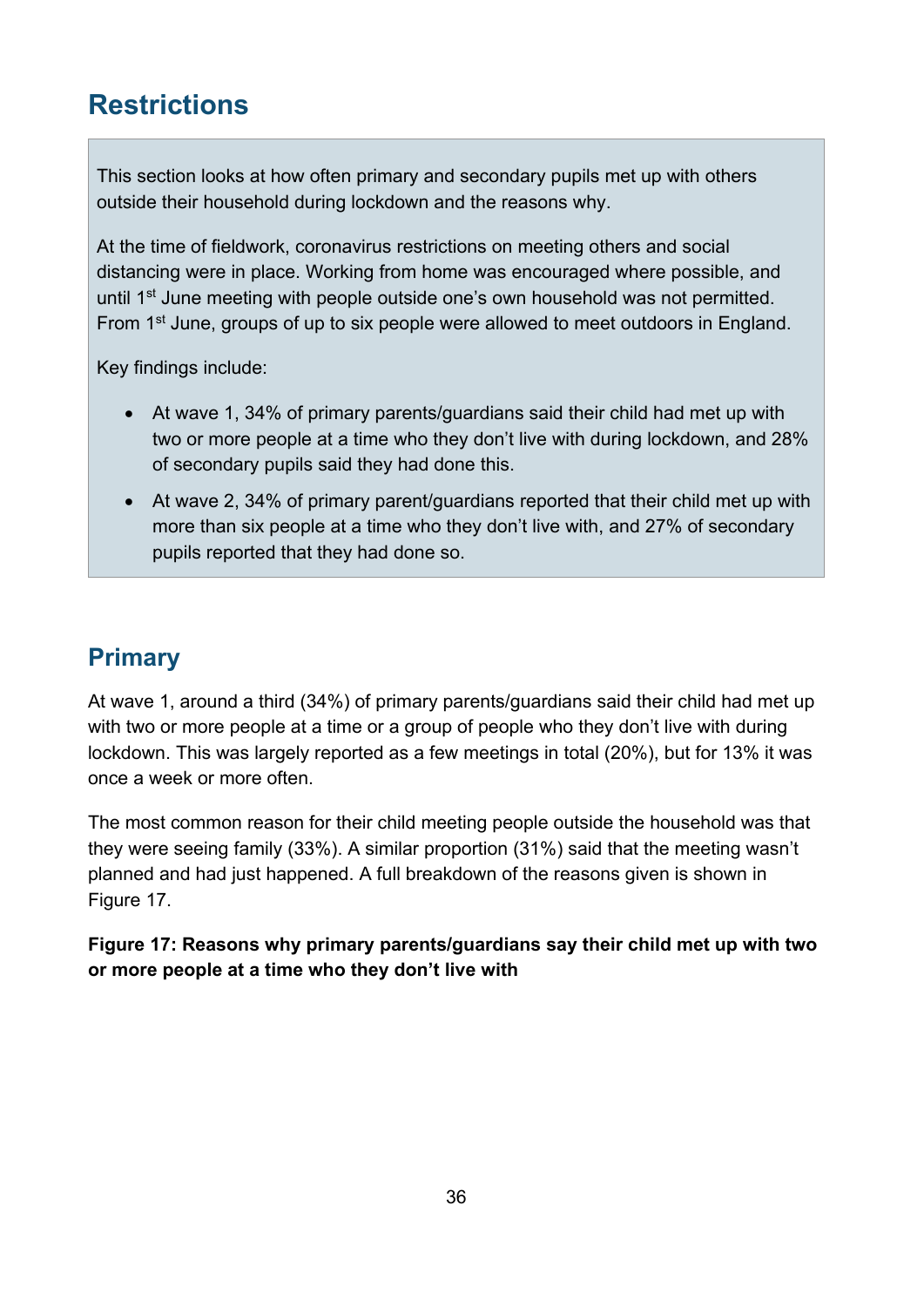# Restrictions

This section looks at how often primary and secondary pupils met up with others outside their household during lockdown and the reasons why.

At the time of fieldwork, coronavirus restrictions on meeting others and social distancing were in place. Working from home was encouraged where possible, and until 1st June meeting with people outside one's own household was not permitted. From 1st June, groups of up to six people were allowed to meet outdoors in England.

Key findings include:

- At wave 1, 34% of primary parents/guardians said their child had met up with two or more people at a time who they don't live with during lockdown, and 28% of secondary pupils said they had done this.
- At wave 2, 34% of primary parent/guardians reported that their child met up with more than six people at a time who they don't live with, and 27% of secondary pupils reported that they had done so.

## Primary

At wave 1, around a third (34%) of primary parents/guardians said their child had met up with two or more people at a time or a group of people who they don't live with during lockdown. This was largely reported as a few meetings in total (20%), but for 13% it was once a week or more often.

The most common reason for their child meeting people outside the household was that they were seeing family (33%). A similar proportion (31%) said that the meeting wasn't planned and had just happened. A full breakdown of the reasons given is shown in Figure 17.

**Figure 17: Reasons why primary parents/guardians say their child met up with two or more people at a time who they don't live with**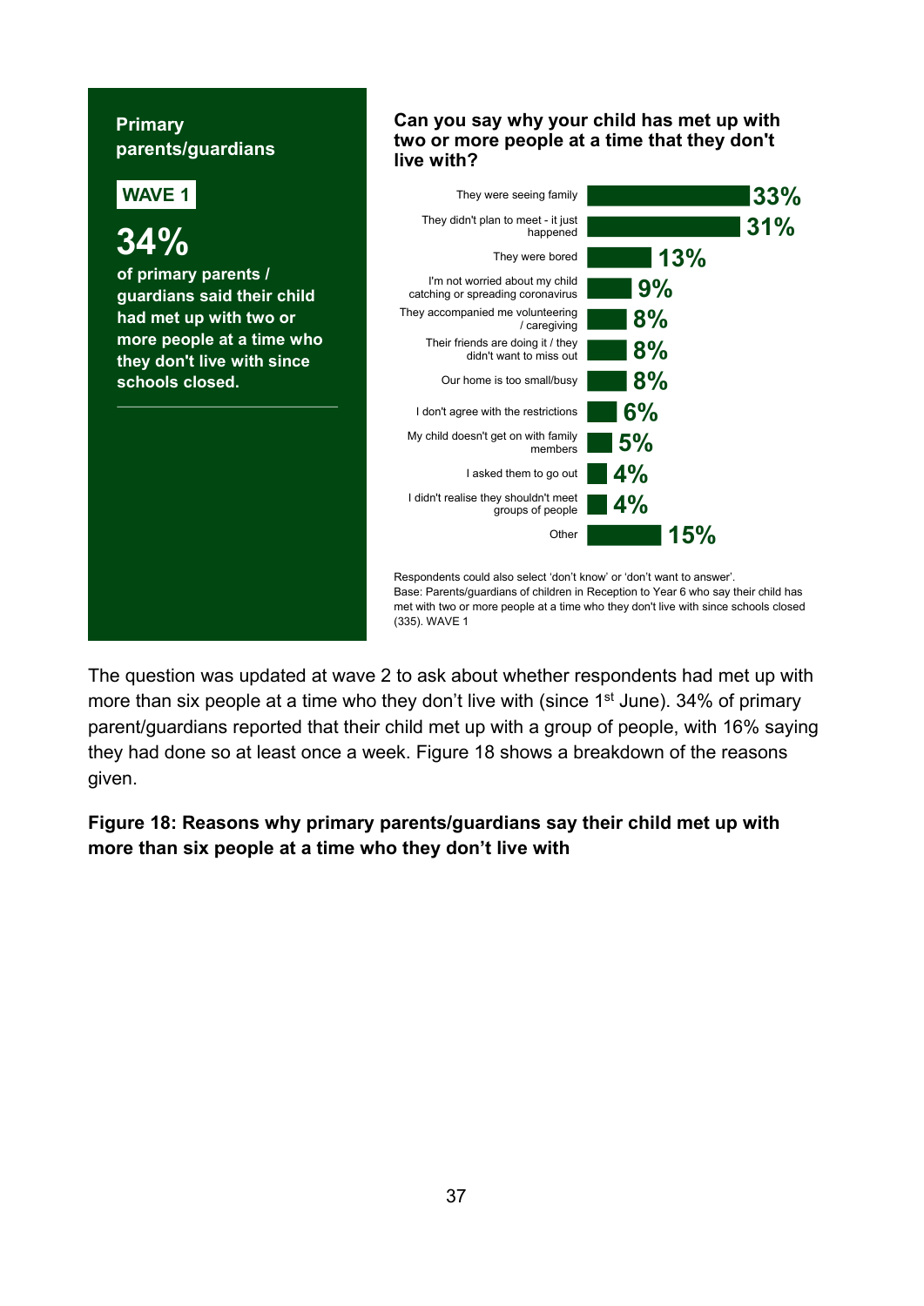**Primary parents/guardians**

**WAVE 1**

**34%**

**of primary parents / guardians said their child had met up with two or more people at a time who they don't live with since schools closed.**

**Can you say why your child has met up with two or more people at a time that they don't live with?**

| Reason | % |
| --- | --- |
| They were seeing family | 33% |
| They didn't plan to meet - it just happened | 31% |
| They were bored | 13% |
| I'm not worried about my child catching or spreading coronavirus | 9% |
| They accompanied me volunteering / caregiving | 8% |
| Their friends are doing it / they didn't want to miss out | 8% |
| Our home is too small/busy | 8% |
| I don't agree with the restrictions | 6% |
| My child doesn't get on with family members | 5% |
| I asked them to go out | 4% |
| I didn't realise they shouldn't meet groups of people | 4% |
| Other | 15% |

Respondents could also select 'don't know' or 'don't want to answer'.
Base: Parents/guardians of children in Reception to Year 6 who say their child has met with two or more people at a time who they don't live with since schools closed (335). WAVE 1

The question was updated at wave 2 to ask about whether respondents had met up with more than six people at a time who they don't live with (since 1st June). 34% of primary parent/guardians reported that their child met up with a group of people, with 16% saying they had done so at least once a week. Figure 18 shows a breakdown of the reasons given.

**Figure 18: Reasons why primary parents/guardians say their child met up with more than six people at a time who they don't live with**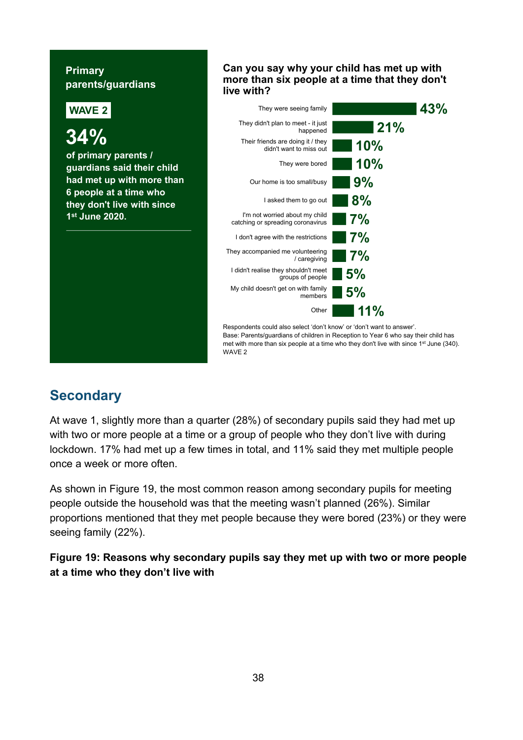**Primary parents/guardians**

**WAVE 2**

**34%**

**of primary parents / guardians said their child had met up with more than 6 people at a time who they don't live with since 1st June 2020.**

**Can you say why your child has met up with more than six people at a time that they don't live with?**

| Reason | % |
| --- | --- |
| They were seeing family | 43% |
| They didn't plan to meet - it just happened | 21% |
| Their friends are doing it / they didn't want to miss out | 10% |
| They were bored | 10% |
| Our home is too small/busy | 9% |
| I asked them to go out | 8% |
| I'm not worried about my child catching or spreading coronavirus | 7% |
| I don't agree with the restrictions | 7% |
| They accompanied me volunteering / caregiving | 7% |
| I didn't realise they shouldn't meet groups of people | 5% |
| My child doesn't get on with family members | 5% |
| Other | 11% |

Respondents could also select 'don't know' or 'don't want to answer'.
Base: Parents/guardians of children in Reception to Year 6 who say their child has met with more than six people at a time who they don't live with since 1st June (340).
WAVE 2

## Secondary

At wave 1, slightly more than a quarter (28%) of secondary pupils said they had met up with two or more people at a time or a group of people who they don't live with during lockdown. 17% had met up a few times in total, and 11% said they met multiple people once a week or more often.

As shown in Figure 19, the most common reason among secondary pupils for meeting people outside the household was that the meeting wasn't planned (26%). Similar proportions mentioned that they met people because they were bored (23%) or they were seeing family (22%).

**Figure 19: Reasons why secondary pupils say they met up with two or more people at a time who they don't live with**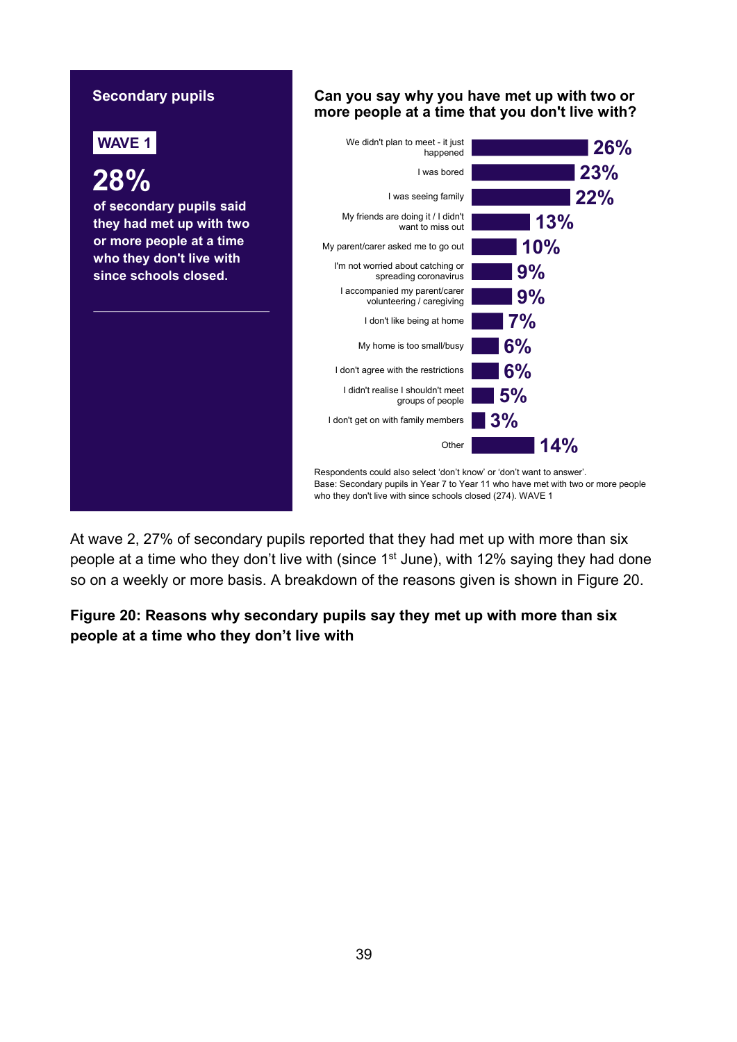**Secondary pupils**

**WAVE 1**

**28%**

**of secondary pupils said they had met up with two or more people at a time who they don't live with since schools closed.**

**Can you say why you have met up with two or more people at a time that you don't live with?**

| Reason | % |
| --- | --- |
| We didn't plan to meet - it just happened | 26% |
| I was bored | 23% |
| I was seeing family | 22% |
| My friends are doing it / I didn't want to miss out | 13% |
| My parent/carer asked me to go out | 10% |
| I'm not worried about catching or spreading coronavirus | 9% |
| I accompanied my parent/carer volunteering / caregiving | 9% |
| I don't like being at home | 7% |
| My home is too small/busy | 6% |
| I don't agree with the restrictions | 6% |
| I didn't realise I shouldn't meet groups of people | 5% |
| I don't get on with family members | 3% |
| Other | 14% |

Respondents could also select 'don't know' or 'don't want to answer'.
Base: Secondary pupils in Year 7 to Year 11 who have met with two or more people who they don't live with since schools closed (274). WAVE 1

At wave 2, 27% of secondary pupils reported that they had met up with more than six people at a time who they don't live with (since 1st June), with 12% saying they had done so on a weekly or more basis. A breakdown of the reasons given is shown in Figure 20.

**Figure 20: Reasons why secondary pupils say they met up with more than six people at a time who they don't live with**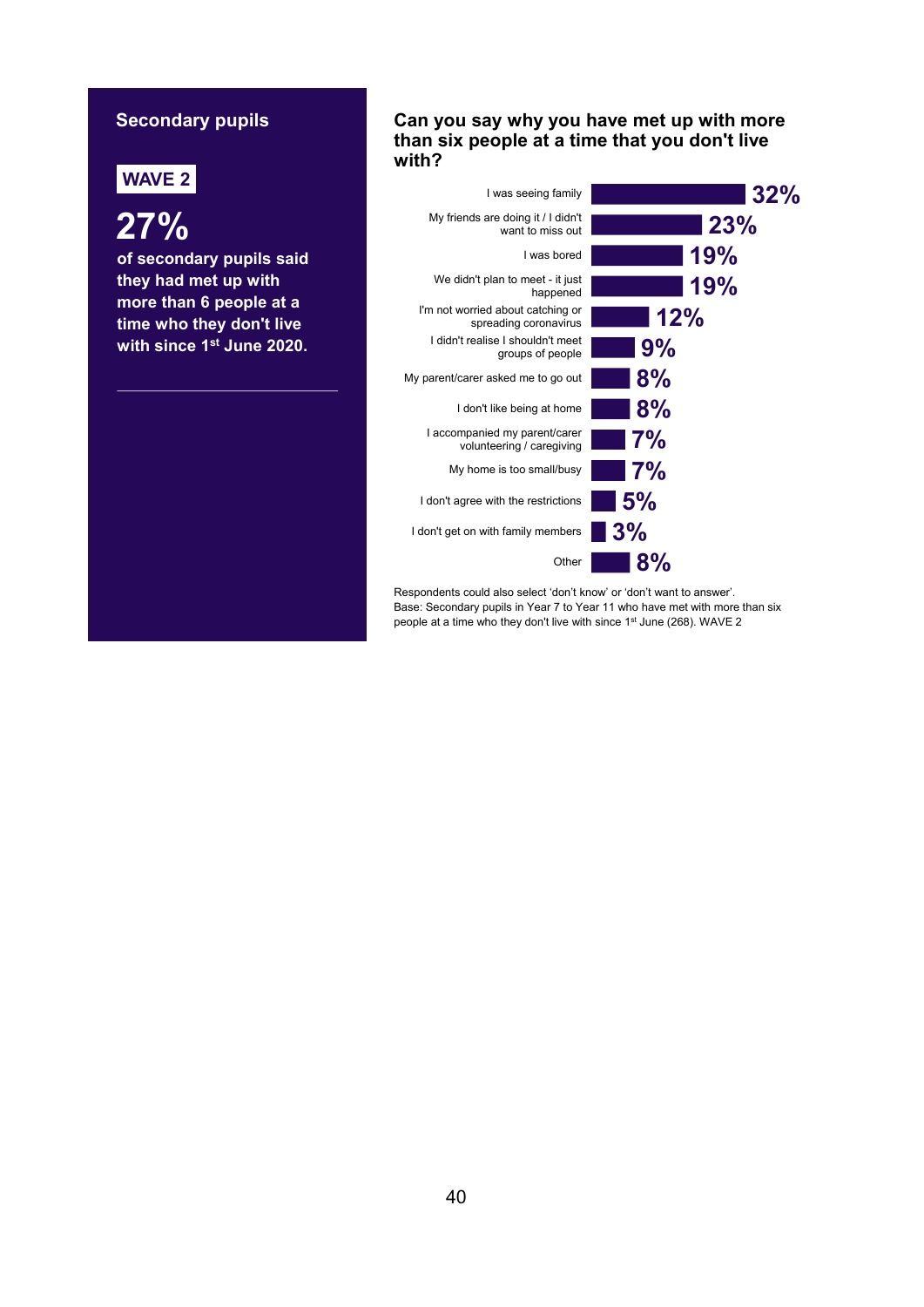## Secondary pupils

**WAVE 2**

# 27%

**of secondary pupils said they had met up with more than 6 people at a time who they don't live with since 1st June 2020.**

### Can you say why you have met up with more than six people at a time that you don't live with?

| Reason | % |
| --- | --- |
| I was seeing family | 32% |
| My friends are doing it / I didn't want to miss out | 23% |
| I was bored | 19% |
| We didn't plan to meet - it just happened | 19% |
| I'm not worried about catching or spreading coronavirus | 12% |
| I didn't realise I shouldn't meet groups of people | 9% |
| My parent/carer asked me to go out | 8% |
| I don't like being at home | 8% |
| I accompanied my parent/carer volunteering / caregiving | 7% |
| My home is too small/busy | 7% |
| I don't agree with the restrictions | 5% |
| I don't get on with family members | 3% |
| Other | 8% |

Respondents could also select 'don't know' or 'don't want to answer'.
Base: Secondary pupils in Year 7 to Year 11 who have met with more than six people at a time who they don't live with since 1st June (268). WAVE 2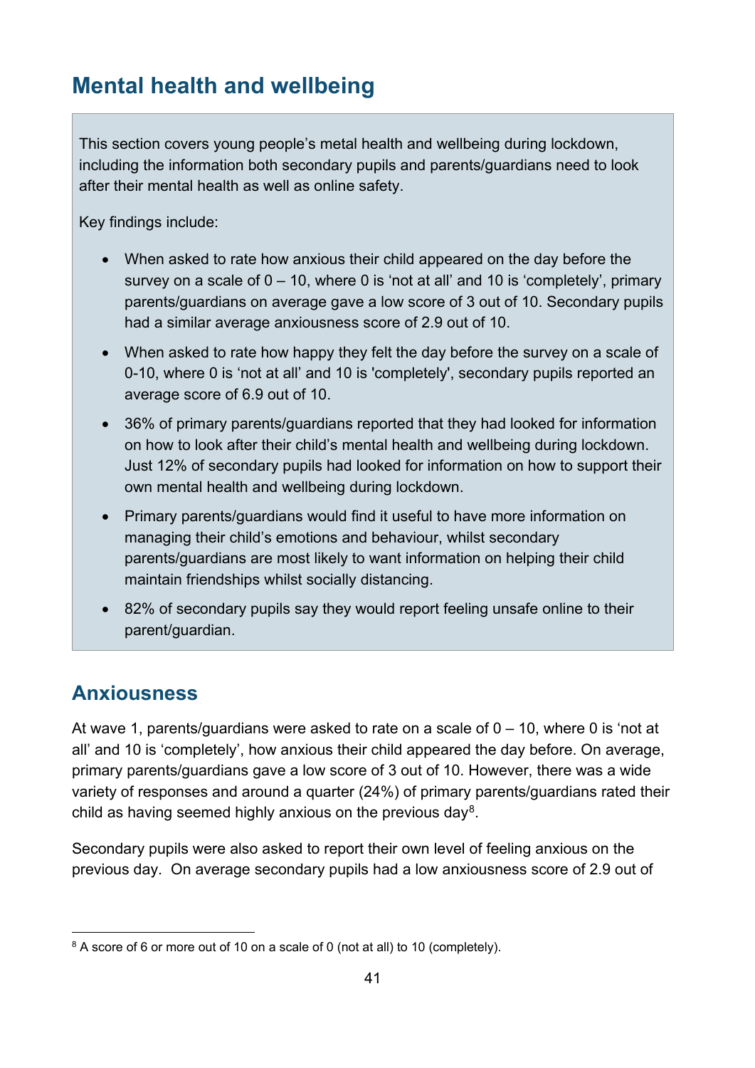## Mental health and wellbeing

This section covers young people's metal health and wellbeing during lockdown, including the information both secondary pupils and parents/guardians need to look after their mental health as well as online safety.

Key findings include:

- When asked to rate how anxious their child appeared on the day before the survey on a scale of 0 – 10, where 0 is 'not at all' and 10 is 'completely', primary parents/guardians on average gave a low score of 3 out of 10. Secondary pupils had a similar average anxiousness score of 2.9 out of 10.
- When asked to rate how happy they felt the day before the survey on a scale of 0-10, where 0 is 'not at all' and 10 is 'completely', secondary pupils reported an average score of 6.9 out of 10.
- 36% of primary parents/guardians reported that they had looked for information on how to look after their child's mental health and wellbeing during lockdown. Just 12% of secondary pupils had looked for information on how to support their own mental health and wellbeing during lockdown.
- Primary parents/guardians would find it useful to have more information on managing their child's emotions and behaviour, whilst secondary parents/guardians are most likely to want information on helping their child maintain friendships whilst socially distancing.
- 82% of secondary pupils say they would report feeling unsafe online to their parent/guardian.

### Anxiousness

At wave 1, parents/guardians were asked to rate on a scale of 0 – 10, where 0 is 'not at all' and 10 is 'completely', how anxious their child appeared the day before. On average, primary parents/guardians gave a low score of 3 out of 10. However, there was a wide variety of responses and around a quarter (24%) of primary parents/guardians rated their child as having seemed highly anxious on the previous day[8].

Secondary pupils were also asked to report their own level of feeling anxious on the previous day. On average secondary pupils had a low anxiousness score of 2.9 out of

[8] A score of 6 or more out of 10 on a scale of 0 (not at all) to 10 (completely).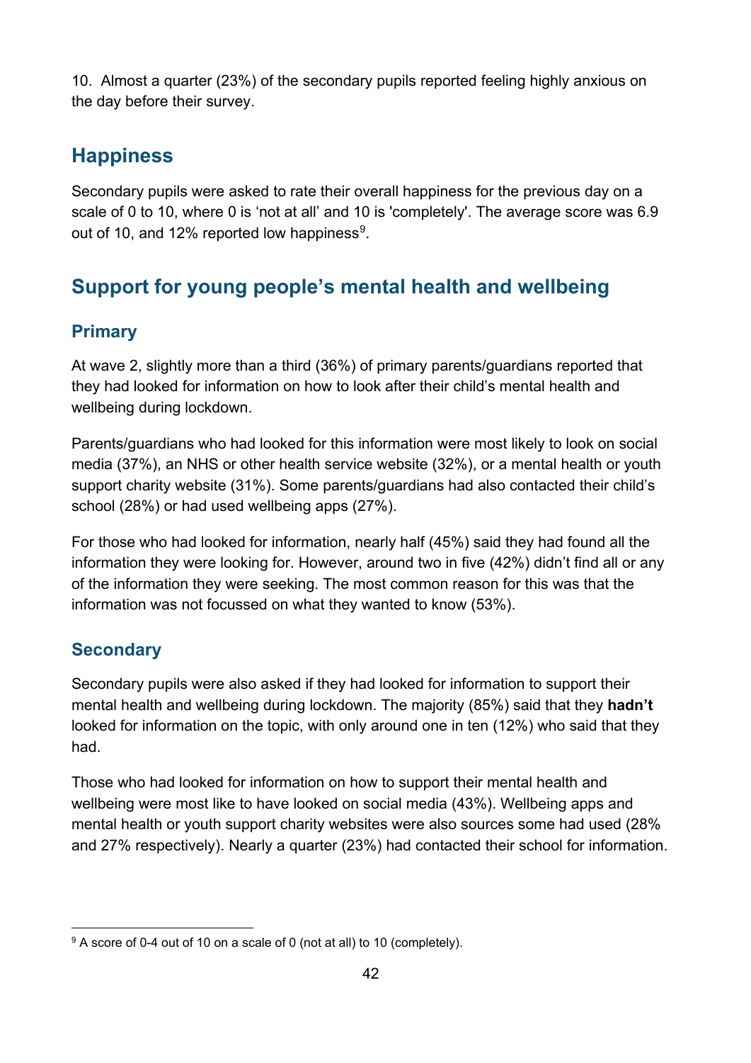10. Almost a quarter (23%) of the secondary pupils reported feeling highly anxious on the day before their survey.

## Happiness

Secondary pupils were asked to rate their overall happiness for the previous day on a scale of 0 to 10, where 0 is 'not at all' and 10 is 'completely'. The average score was 6.9 out of 10, and 12% reported low happiness[9].

## Support for young people's mental health and wellbeing

### Primary

At wave 2, slightly more than a third (36%) of primary parents/guardians reported that they had looked for information on how to look after their child's mental health and wellbeing during lockdown.

Parents/guardians who had looked for this information were most likely to look on social media (37%), an NHS or other health service website (32%), or a mental health or youth support charity website (31%). Some parents/guardians had also contacted their child's school (28%) or had used wellbeing apps (27%).

For those who had looked for information, nearly half (45%) said they had found all the information they were looking for. However, around two in five (42%) didn't find all or any of the information they were seeking. The most common reason for this was that the information was not focussed on what they wanted to know (53%).

### Secondary

Secondary pupils were also asked if they had looked for information to support their mental health and wellbeing during lockdown. The majority (85%) said that they **hadn't** looked for information on the topic, with only around one in ten (12%) who said that they had.

Those who had looked for information on how to support their mental health and wellbeing were most like to have looked on social media (43%). Wellbeing apps and mental health or youth support charity websites were also sources some had used (28% and 27% respectively). Nearly a quarter (23%) had contacted their school for information.

---

[9] A score of 0-4 out of 10 on a scale of 0 (not at all) to 10 (completely).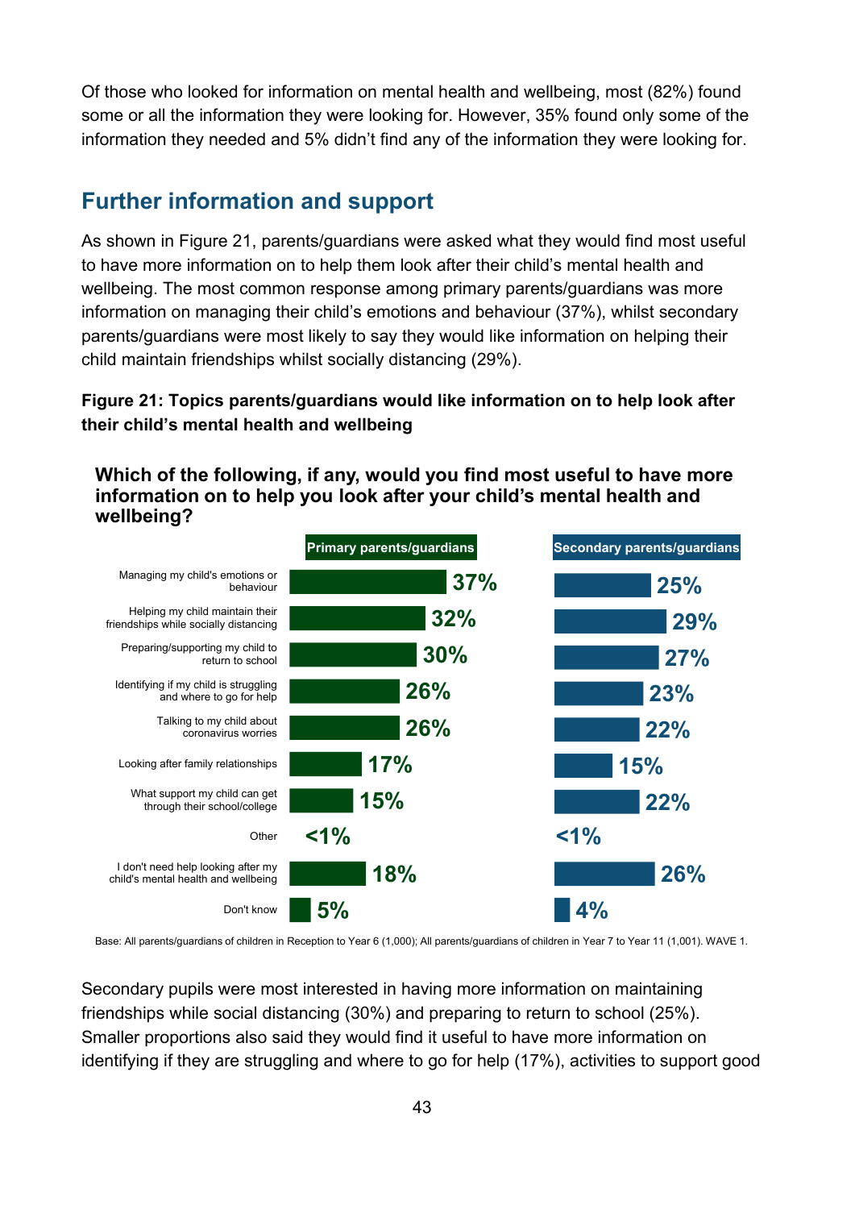Of those who looked for information on mental health and wellbeing, most (82%) found some or all the information they were looking for. However, 35% found only some of the information they needed and 5% didn't find any of the information they were looking for.

## Further information and support

As shown in Figure 21, parents/guardians were asked what they would find most useful to have more information on to help them look after their child's mental health and wellbeing. The most common response among primary parents/guardians was more information on managing their child's emotions and behaviour (37%), whilst secondary parents/guardians were most likely to say they would like information on helping their child maintain friendships whilst socially distancing (29%).

**Figure 21: Topics parents/guardians would like information on to help look after their child's mental health and wellbeing**

**Which of the following, if any, would you find most useful to have more information on to help you look after your child's mental health and wellbeing?**

| | Primary parents/guardians | Secondary parents/guardians |
|---|---|---|
| Managing my child's emotions or behaviour | 37% | 25% |
| Helping my child maintain their friendships while socially distancing | 32% | 29% |
| Preparing/supporting my child to return to school | 30% | 27% |
| Identifying if my child is struggling and where to go for help | 26% | 23% |
| Talking to my child about coronavirus worries | 26% | 22% |
| Looking after family relationships | 17% | 15% |
| What support my child can get through their school/college | 15% | 22% |
| Other | <1% | <1% |
| I don't need help looking after my child's mental health and wellbeing | 18% | 26% |
| Don't know | 5% | 4% |

Base: All parents/guardians of children in Reception to Year 6 (1,000); All parents/guardians of children in Year 7 to Year 11 (1,001). WAVE 1.

Secondary pupils were most interested in having more information on maintaining friendships while social distancing (30%) and preparing to return to school (25%). Smaller proportions also said they would find it useful to have more information on identifying if they are struggling and where to go for help (17%), activities to support good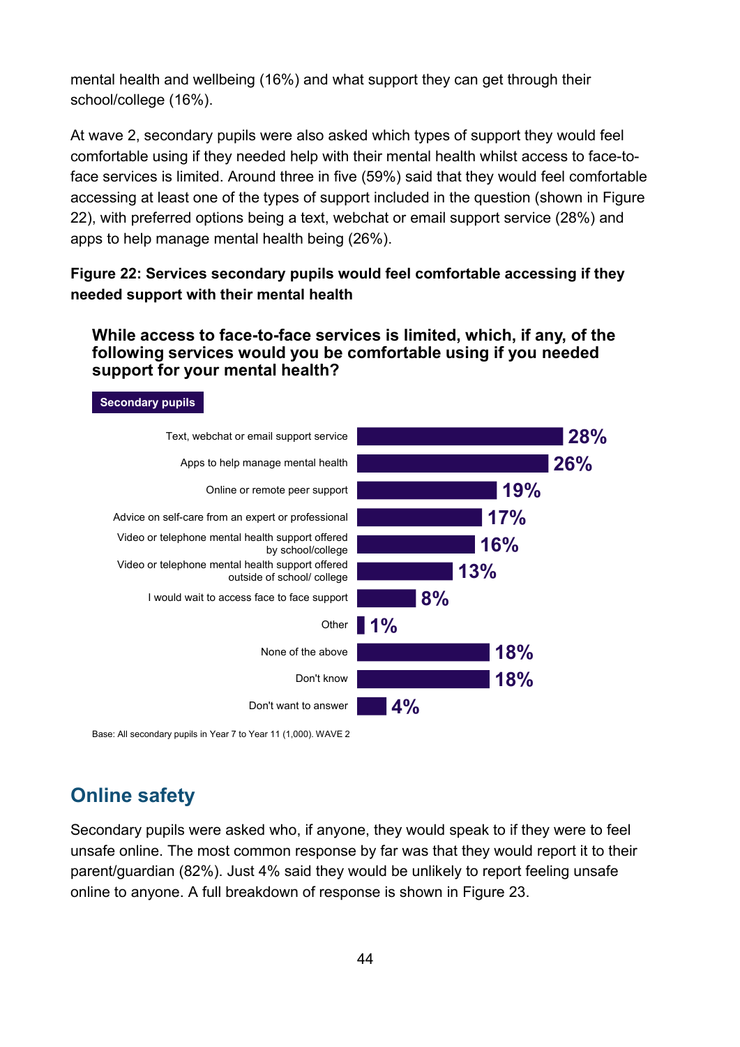mental health and wellbeing (16%) and what support they can get through their school/college (16%).

At wave 2, secondary pupils were also asked which types of support they would feel comfortable using if they needed help with their mental health whilst access to face-to-face services is limited. Around three in five (59%) said that they would feel comfortable accessing at least one of the types of support included in the question (shown in Figure 22), with preferred options being a text, webchat or email support service (28%) and apps to help manage mental health being (26%).

**Figure 22: Services secondary pupils would feel comfortable accessing if they needed support with their mental health**

**While access to face-to-face services is limited, which, if any, of the following services would you be comfortable using if you needed support for your mental health?**

**Secondary pupils**

| Service | % |
|---|---|
| Text, webchat or email support service | 28% |
| Apps to help manage mental health | 26% |
| Online or remote peer support | 19% |
| Advice on self-care from an expert or professional | 17% |
| Video or telephone mental health support offered by school/college | 16% |
| Video or telephone mental health support offered outside of school/ college | 13% |
| I would wait to access face to face support | 8% |
| Other | 1% |
| None of the above | 18% |
| Don't know | 18% |
| Don't want to answer | 4% |

Base: All secondary pupils in Year 7 to Year 11 (1,000). WAVE 2

## Online safety

Secondary pupils were asked who, if anyone, they would speak to if they were to feel unsafe online. The most common response by far was that they would report it to their parent/guardian (82%). Just 4% said they would be unlikely to report feeling unsafe online to anyone. A full breakdown of response is shown in Figure 23.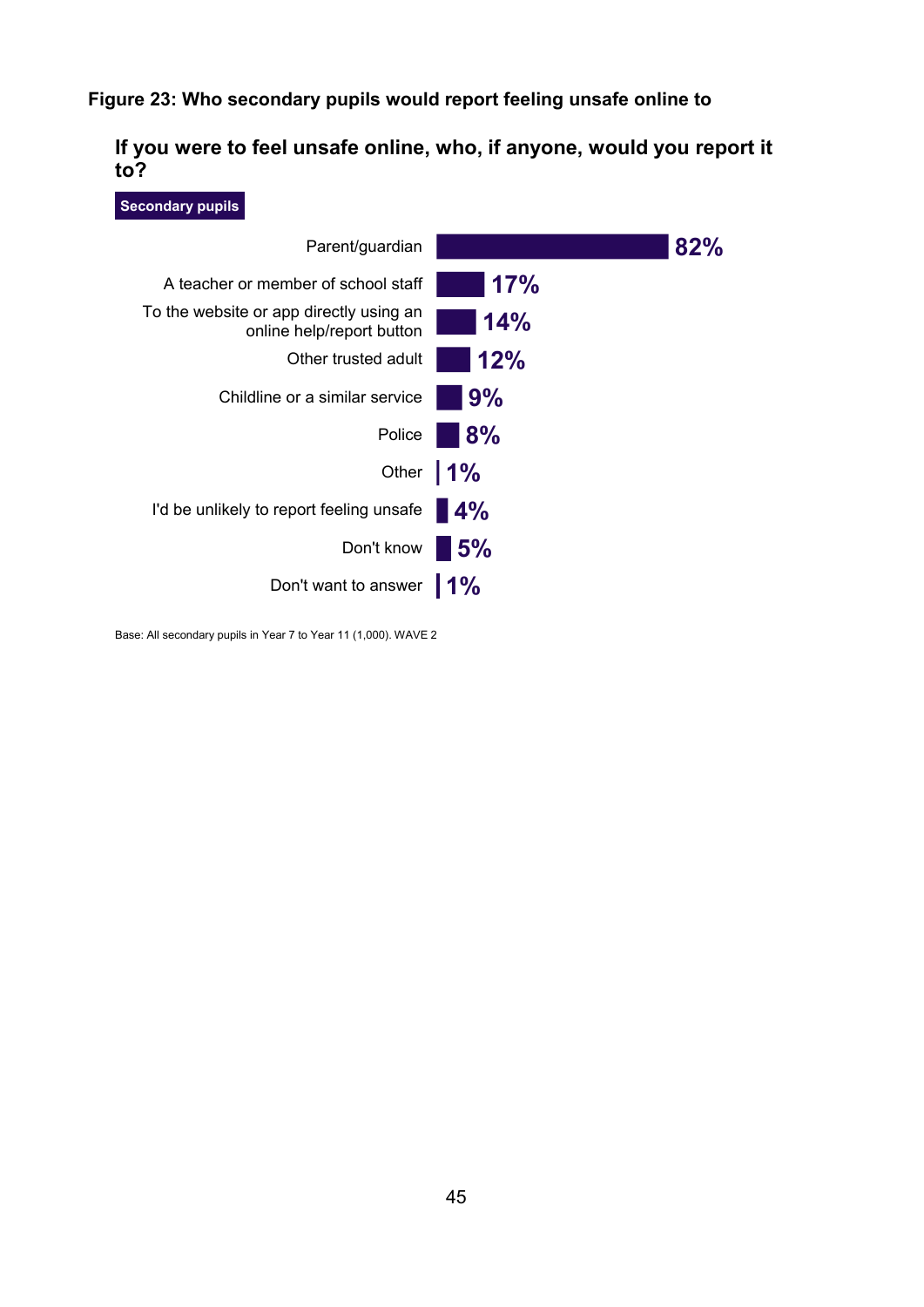**Figure 23: Who secondary pupils would report feeling unsafe online to**

**If you were to feel unsafe online, who, if anyone, would you report it to?**

**Secondary pupils**

| Response | % |
| --- | --- |
| Parent/guardian | 82% |
| A teacher or member of school staff | 17% |
| To the website or app directly using an online help/report button | 14% |
| Other trusted adult | 12% |
| Childline or a similar service | 9% |
| Police | 8% |
| Other | 1% |
| I'd be unlikely to report feeling unsafe | 4% |
| Don't know | 5% |
| Don't want to answer | 1% |

Base: All secondary pupils in Year 7 to Year 11 (1,000). WAVE 2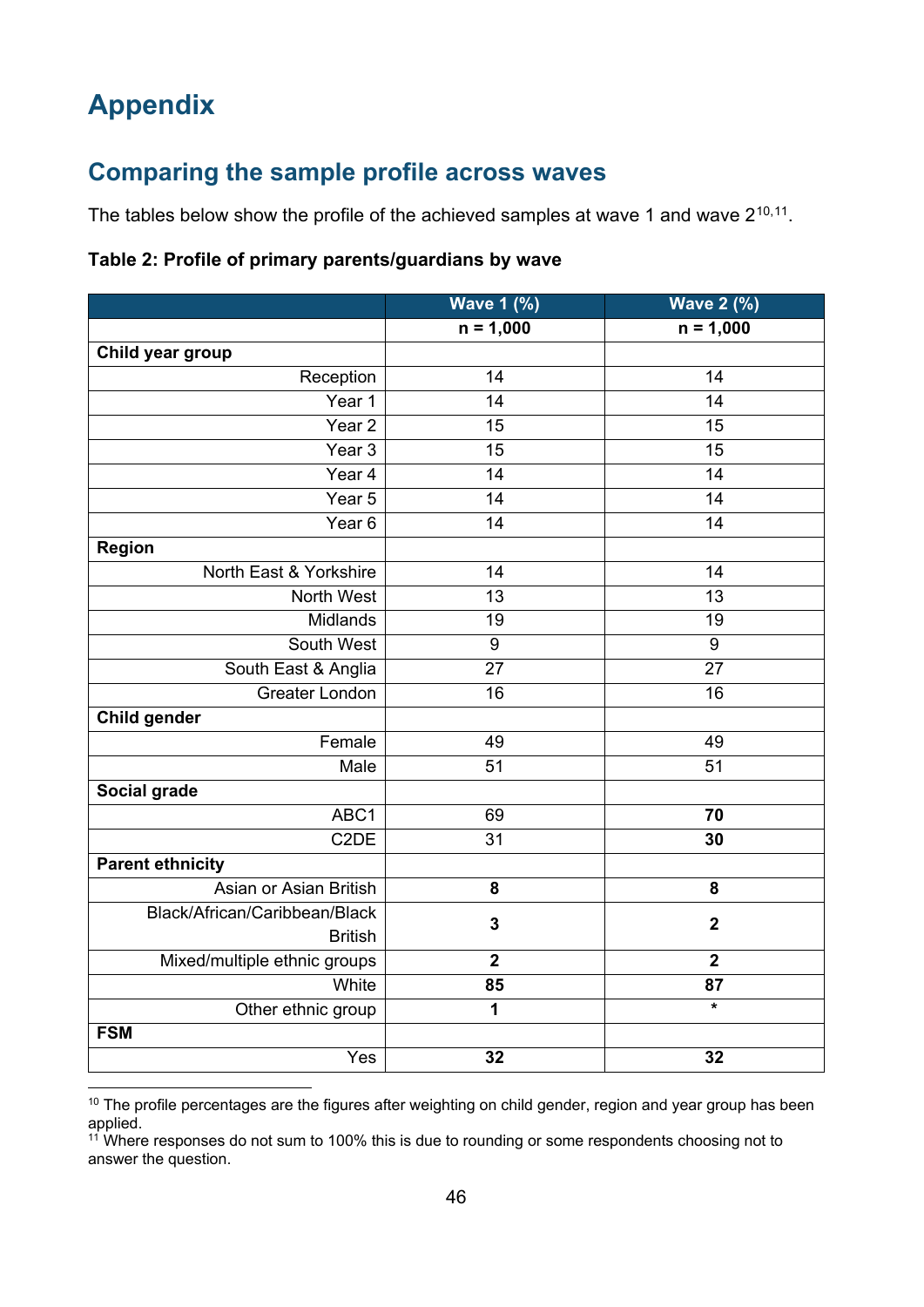# Appendix

## Comparing the sample profile across waves

The tables below show the profile of the achieved samples at wave 1 and wave 2[10,11].

**Table 2: Profile of primary parents/guardians by wave**

| | Wave 1 (%) | Wave 2 (%) |
|---|---|---|
| | **n = 1,000** | **n = 1,000** |
| **Child year group** | | |
| Reception | 14 | 14 |
| Year 1 | 14 | 14 |
| Year 2 | 15 | 15 |
| Year 3 | 15 | 15 |
| Year 4 | 14 | 14 |
| Year 5 | 14 | 14 |
| Year 6 | 14 | 14 |
| **Region** | | |
| North East & Yorkshire | 14 | 14 |
| North West | 13 | 13 |
| Midlands | 19 | 19 |
| South West | 9 | 9 |
| South East & Anglia | 27 | 27 |
| Greater London | 16 | 16 |
| **Child gender** | | |
| Female | 49 | 49 |
| Male | 51 | 51 |
| **Social grade** | | |
| ABC1 | 69 | **70** |
| C2DE | 31 | **30** |
| **Parent ethnicity** | | |
| Asian or Asian British | **8** | **8** |
| Black/African/Caribbean/Black British | **3** | **2** |
| Mixed/multiple ethnic groups | **2** | **2** |
| White | **85** | **87** |
| Other ethnic group | **1** | **\*** |
| **FSM** | | |
| Yes | **32** | **32** |

[10] The profile percentages are the figures after weighting on child gender, region and year group has been applied.

[11] Where responses do not sum to 100% this is due to rounding or some respondents choosing not to answer the question.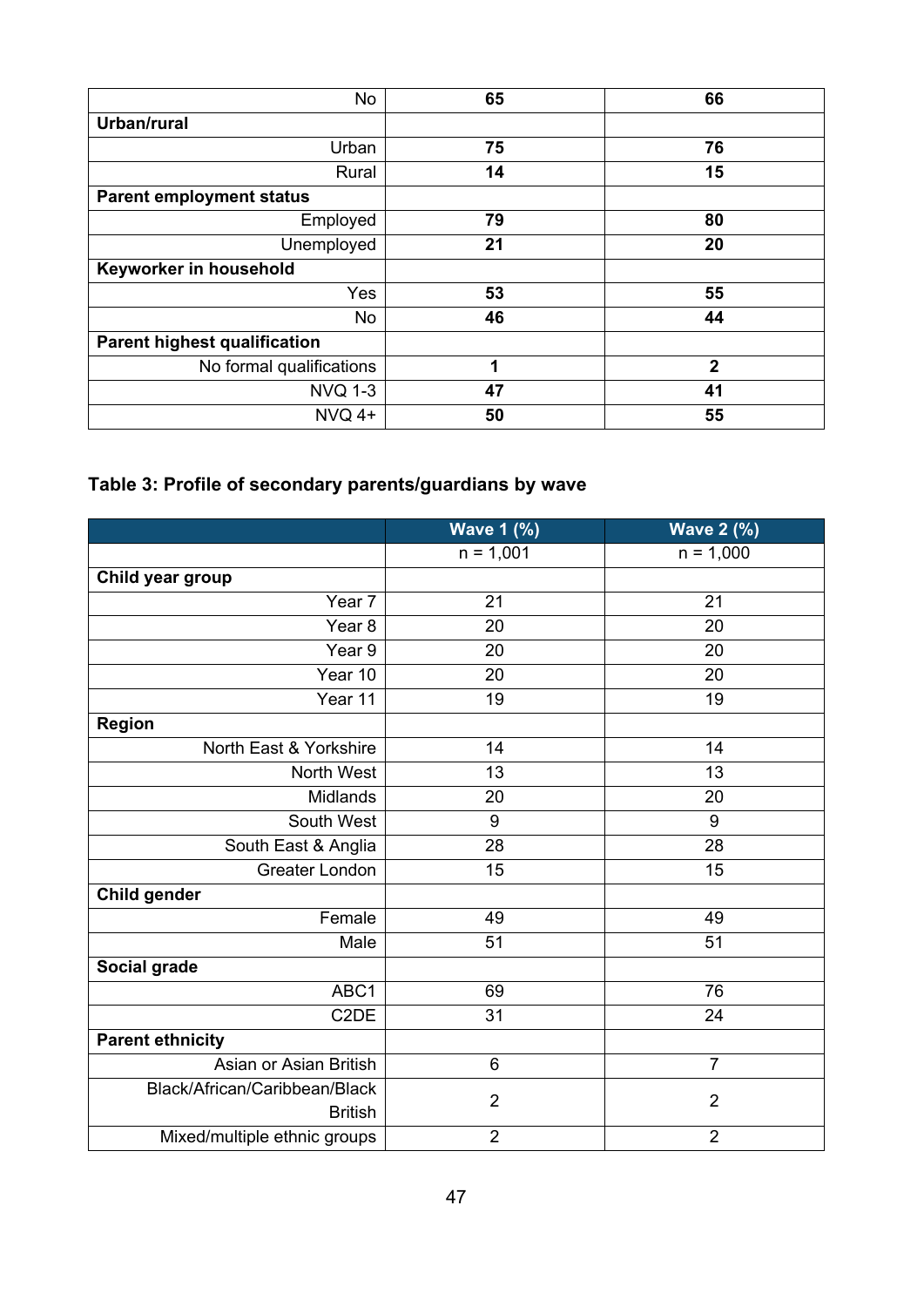| | | |
|---|---|---|
| No | **65** | **66** |
| **Urban/rural** | | |
| Urban | **75** | **76** |
| Rural | **14** | **15** |
| **Parent employment status** | | |
| Employed | **79** | **80** |
| Unemployed | **21** | **20** |
| **Keyworker in household** | | |
| Yes | **53** | **55** |
| No | **46** | **44** |
| **Parent highest qualification** | | |
| No formal qualifications | **1** | **2** |
| NVQ 1-3 | **47** | **41** |
| NVQ 4+ | **50** | **55** |

### Table 3: Profile of secondary parents/guardians by wave

| | Wave 1 (%) | Wave 2 (%) |
|---|---|---|
| | n = 1,001 | n = 1,000 |
| **Child year group** | | |
| Year 7 | 21 | 21 |
| Year 8 | 20 | 20 |
| Year 9 | 20 | 20 |
| Year 10 | 20 | 20 |
| Year 11 | 19 | 19 |
| **Region** | | |
| North East & Yorkshire | 14 | 14 |
| North West | 13 | 13 |
| Midlands | 20 | 20 |
| South West | 9 | 9 |
| South East & Anglia | 28 | 28 |
| Greater London | 15 | 15 |
| **Child gender** | | |
| Female | 49 | 49 |
| Male | 51 | 51 |
| **Social grade** | | |
| ABC1 | 69 | 76 |
| C2DE | 31 | 24 |
| **Parent ethnicity** | | |
| Asian or Asian British | 6 | 7 |
| Black/African/Caribbean/Black British | 2 | 2 |
| Mixed/multiple ethnic groups | 2 | 2 |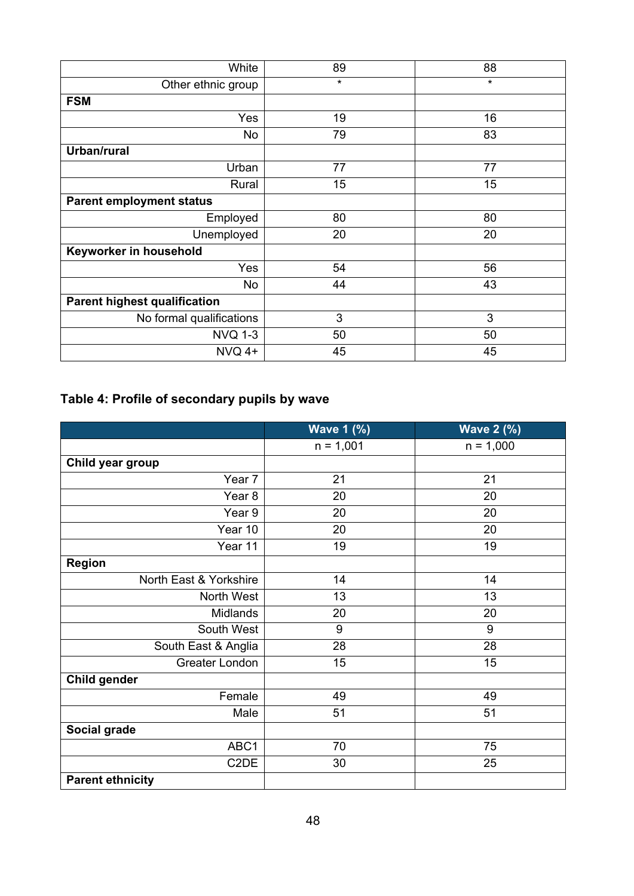| | | |
|---|---|---|
| White | 89 | 88 |
| Other ethnic group | * | * |
| **FSM** | | |
| Yes | 19 | 16 |
| No | 79 | 83 |
| **Urban/rural** | | |
| Urban | 77 | 77 |
| Rural | 15 | 15 |
| **Parent employment status** | | |
| Employed | 80 | 80 |
| Unemployed | 20 | 20 |
| **Keyworker in household** | | |
| Yes | 54 | 56 |
| No | 44 | 43 |
| **Parent highest qualification** | | |
| No formal qualifications | 3 | 3 |
| NVQ 1-3 | 50 | 50 |
| NVQ 4+ | 45 | 45 |

### Table 4: Profile of secondary pupils by wave

| | Wave 1 (%) | Wave 2 (%) |
|---|---|---|
| | n = 1,001 | n = 1,000 |
| **Child year group** | | |
| Year 7 | 21 | 21 |
| Year 8 | 20 | 20 |
| Year 9 | 20 | 20 |
| Year 10 | 20 | 20 |
| Year 11 | 19 | 19 |
| **Region** | | |
| North East & Yorkshire | 14 | 14 |
| North West | 13 | 13 |
| Midlands | 20 | 20 |
| South West | 9 | 9 |
| South East & Anglia | 28 | 28 |
| Greater London | 15 | 15 |
| **Child gender** | | |
| Female | 49 | 49 |
| Male | 51 | 51 |
| **Social grade** | | |
| ABC1 | 70 | 75 |
| C2DE | 30 | 25 |
| **Parent ethnicity** | | |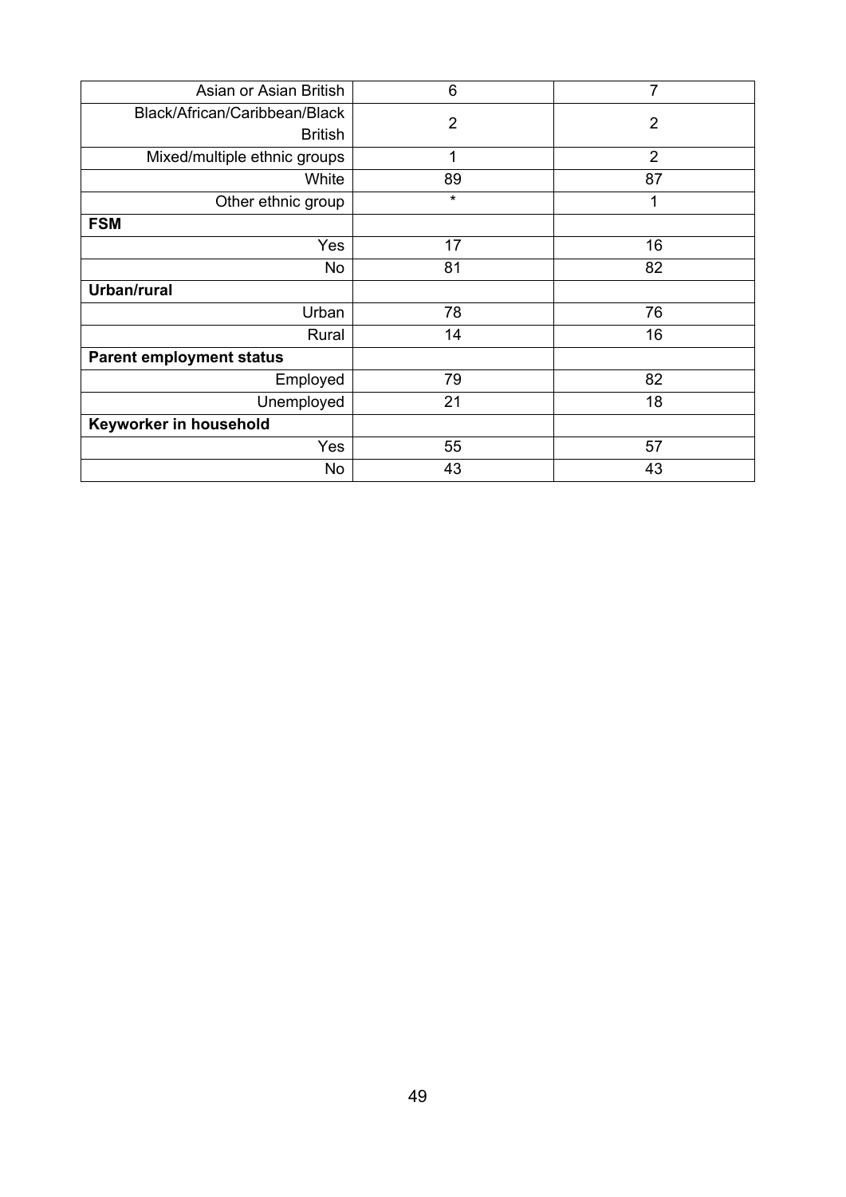| | | |
|---|---|---|
| Asian or Asian British | 6 | 7 |
| Black/African/Caribbean/Black British | 2 | 2 |
| Mixed/multiple ethnic groups | 1 | 2 |
| White | 89 | 87 |
| Other ethnic group | * | 1 |
| **FSM** | | |
| Yes | 17 | 16 |
| No | 81 | 82 |
| **Urban/rural** | | |
| Urban | 78 | 76 |
| Rural | 14 | 16 |
| **Parent employment status** | | |
| Employed | 79 | 82 |
| Unemployed | 21 | 18 |
| **Keyworker in household** | | |
| Yes | 55 | 57 |
| No | 43 | 43 |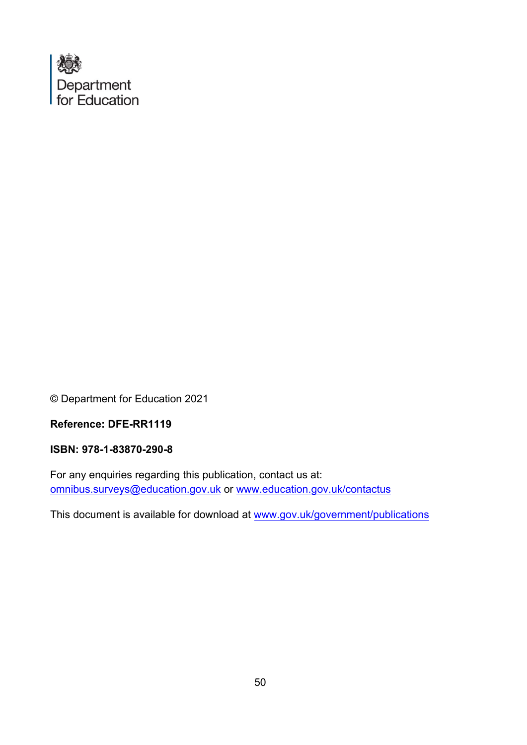Department for Education

© Department for Education 2021

**Reference: DFE-RR1119**

**ISBN: 978-1-83870-290-8**

For any enquiries regarding this publication, contact us at: omnibus.surveys@education.gov.uk or www.education.gov.uk/contactus

This document is available for download at www.gov.uk/government/publications